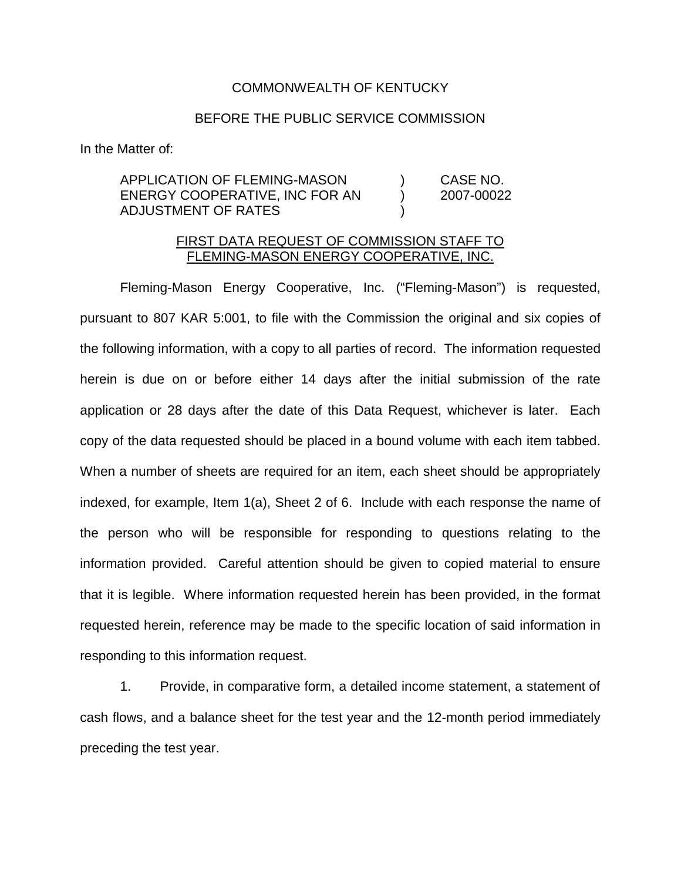COMMONWEALTH OF KENTUCKY

BEFORE THE PUBLIC SERVICE COMMISSION

In the Matter of:

| | | |
|---|---|---|
| APPLICATION OF FLEMING-MASON ENERGY COOPERATIVE, INC FOR AN ADJUSTMENT OF RATES | ) ) ) | CASE NO. 2007-00022 |

FIRST DATA REQUEST OF COMMISSION STAFF TO FLEMING-MASON ENERGY COOPERATIVE, INC.

Fleming-Mason Energy Cooperative, Inc. ("Fleming-Mason") is requested, pursuant to 807 KAR 5:001, to file with the Commission the original and six copies of the following information, with a copy to all parties of record. The information requested herein is due on or before either 14 days after the initial submission of the rate application or 28 days after the date of this Data Request, whichever is later. Each copy of the data requested should be placed in a bound volume with each item tabbed. When a number of sheets are required for an item, each sheet should be appropriately indexed, for example, Item 1(a), Sheet 2 of 6. Include with each response the name of the person who will be responsible for responding to questions relating to the information provided. Careful attention should be given to copied material to ensure that it is legible. Where information requested herein has been provided, in the format requested herein, reference may be made to the specific location of said information in responding to this information request.

1. Provide, in comparative form, a detailed income statement, a statement of cash flows, and a balance sheet for the test year and the 12-month period immediately preceding the test year.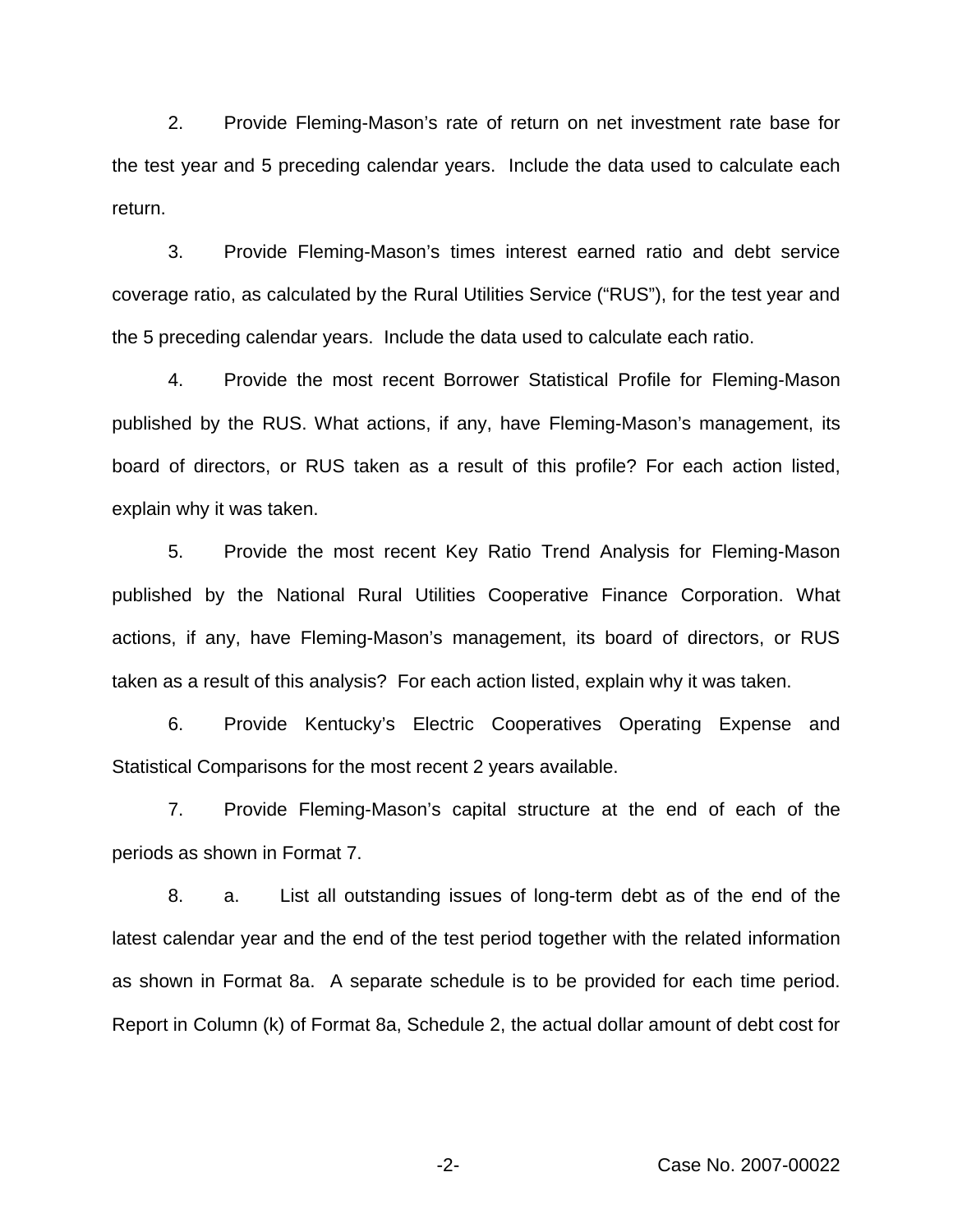2. Provide Fleming-Mason's rate of return on net investment rate base for the test year and 5 preceding calendar years. Include the data used to calculate each return.

3. Provide Fleming-Mason's times interest earned ratio and debt service coverage ratio, as calculated by the Rural Utilities Service ("RUS"), for the test year and the 5 preceding calendar years. Include the data used to calculate each ratio.

4. Provide the most recent Borrower Statistical Profile for Fleming-Mason published by the RUS. What actions, if any, have Fleming-Mason's management, its board of directors, or RUS taken as a result of this profile? For each action listed, explain why it was taken.

5. Provide the most recent Key Ratio Trend Analysis for Fleming-Mason published by the National Rural Utilities Cooperative Finance Corporation. What actions, if any, have Fleming-Mason's management, its board of directors, or RUS taken as a result of this analysis? For each action listed, explain why it was taken.

6. Provide Kentucky's Electric Cooperatives Operating Expense and Statistical Comparisons for the most recent 2 years available.

7. Provide Fleming-Mason's capital structure at the end of each of the periods as shown in Format 7.

8. a. List all outstanding issues of long-term debt as of the end of the latest calendar year and the end of the test period together with the related information as shown in Format 8a. A separate schedule is to be provided for each time period. Report in Column (k) of Format 8a, Schedule 2, the actual dollar amount of debt cost for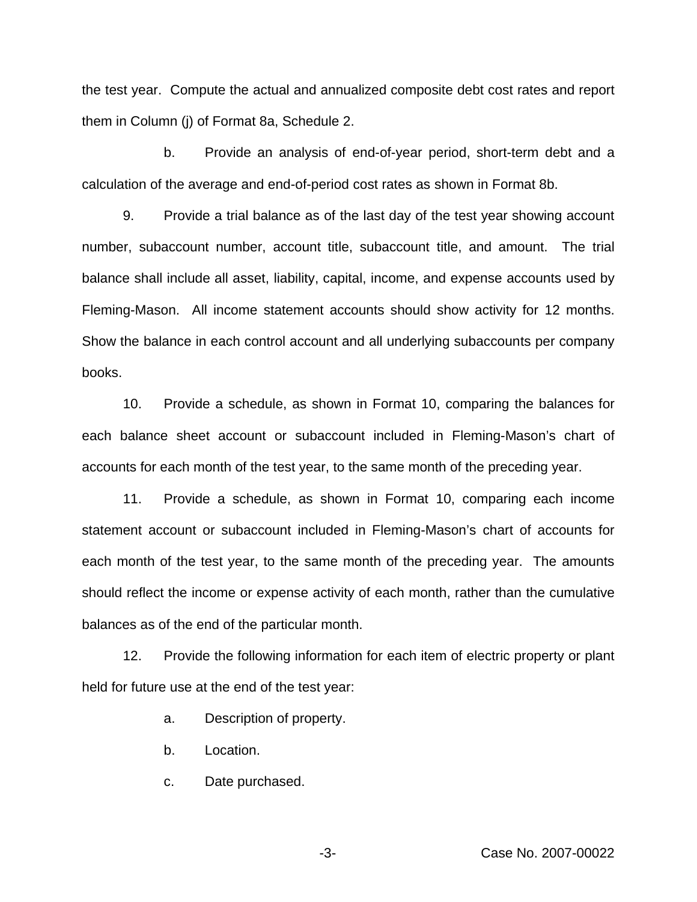the test year. Compute the actual and annualized composite debt cost rates and report them in Column (j) of Format 8a, Schedule 2.

b. Provide an analysis of end-of-year period, short-term debt and a calculation of the average and end-of-period cost rates as shown in Format 8b.

9. Provide a trial balance as of the last day of the test year showing account number, subaccount number, account title, subaccount title, and amount. The trial balance shall include all asset, liability, capital, income, and expense accounts used by Fleming-Mason. All income statement accounts should show activity for 12 months. Show the balance in each control account and all underlying subaccounts per company books.

10. Provide a schedule, as shown in Format 10, comparing the balances for each balance sheet account or subaccount included in Fleming-Mason's chart of accounts for each month of the test year, to the same month of the preceding year.

11. Provide a schedule, as shown in Format 10, comparing each income statement account or subaccount included in Fleming-Mason's chart of accounts for each month of the test year, to the same month of the preceding year. The amounts should reflect the income or expense activity of each month, rather than the cumulative balances as of the end of the particular month.

12. Provide the following information for each item of electric property or plant held for future use at the end of the test year:

a. Description of property.

b. Location.

c. Date purchased.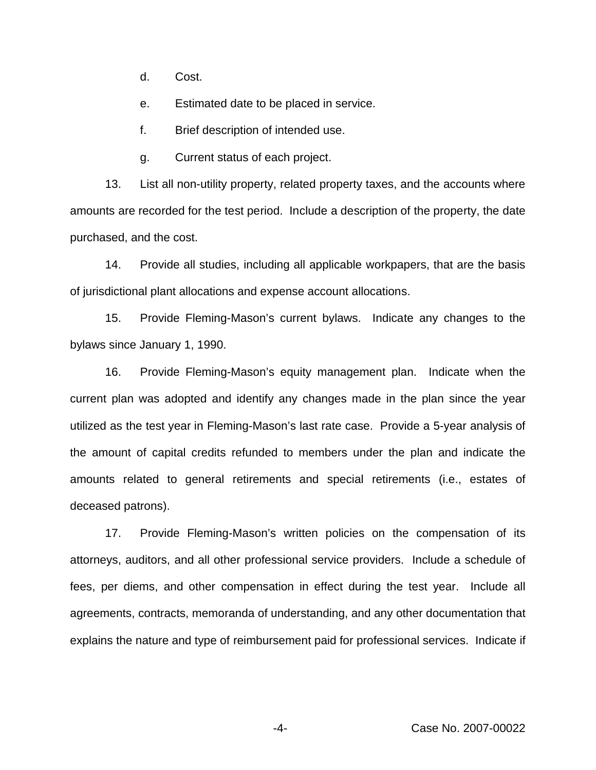d. Cost.

e. Estimated date to be placed in service.

f. Brief description of intended use.

g. Current status of each project.

13. List all non-utility property, related property taxes, and the accounts where amounts are recorded for the test period. Include a description of the property, the date purchased, and the cost.

14. Provide all studies, including all applicable workpapers, that are the basis of jurisdictional plant allocations and expense account allocations.

15. Provide Fleming-Mason's current bylaws. Indicate any changes to the bylaws since January 1, 1990.

16. Provide Fleming-Mason's equity management plan. Indicate when the current plan was adopted and identify any changes made in the plan since the year utilized as the test year in Fleming-Mason's last rate case. Provide a 5-year analysis of the amount of capital credits refunded to members under the plan and indicate the amounts related to general retirements and special retirements (i.e., estates of deceased patrons).

17. Provide Fleming-Mason's written policies on the compensation of its attorneys, auditors, and all other professional service providers. Include a schedule of fees, per diems, and other compensation in effect during the test year. Include all agreements, contracts, memoranda of understanding, and any other documentation that explains the nature and type of reimbursement paid for professional services. Indicate if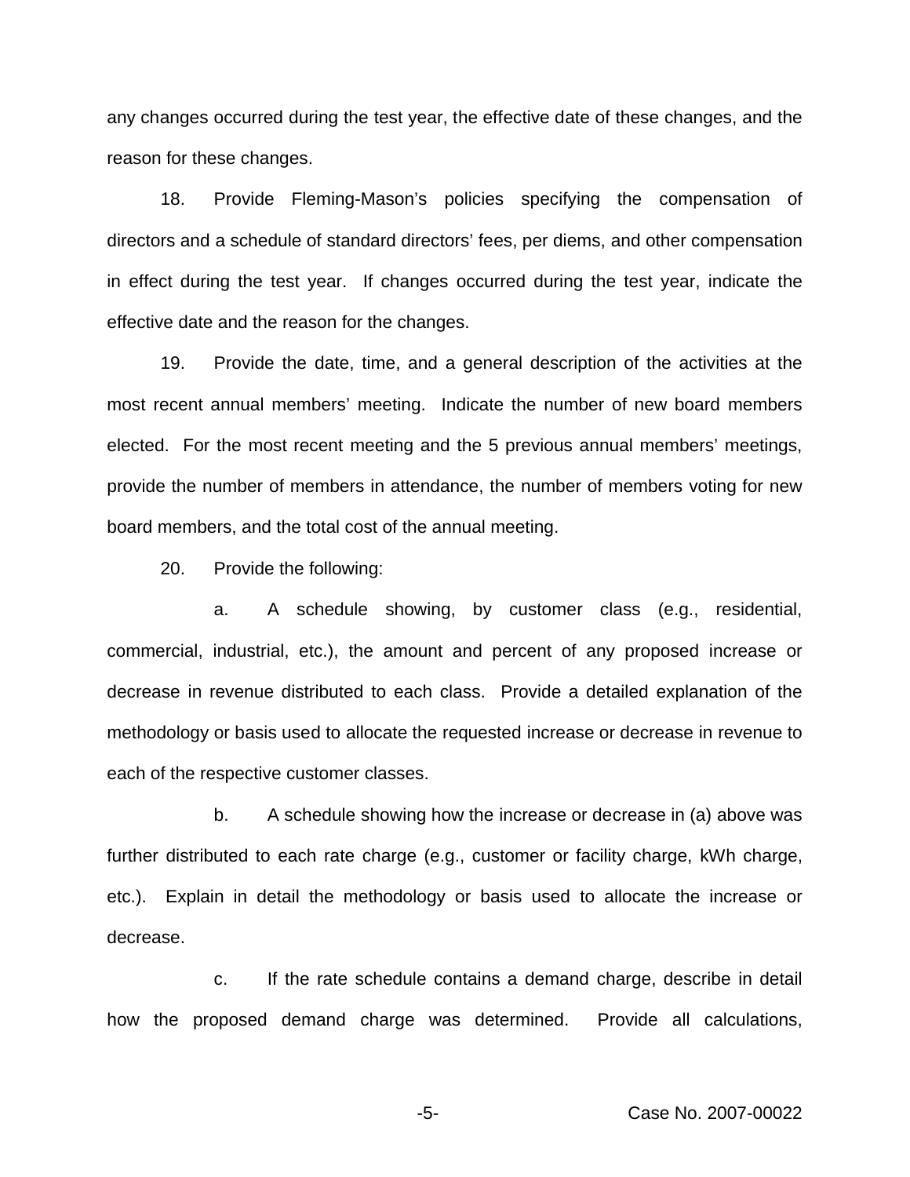any changes occurred during the test year, the effective date of these changes, and the reason for these changes.

18. Provide Fleming-Mason's policies specifying the compensation of directors and a schedule of standard directors' fees, per diems, and other compensation in effect during the test year. If changes occurred during the test year, indicate the effective date and the reason for the changes.

19. Provide the date, time, and a general description of the activities at the most recent annual members' meeting. Indicate the number of new board members elected. For the most recent meeting and the 5 previous annual members' meetings, provide the number of members in attendance, the number of members voting for new board members, and the total cost of the annual meeting.

20. Provide the following:

a. A schedule showing, by customer class (e.g., residential, commercial, industrial, etc.), the amount and percent of any proposed increase or decrease in revenue distributed to each class. Provide a detailed explanation of the methodology or basis used to allocate the requested increase or decrease in revenue to each of the respective customer classes.

b. A schedule showing how the increase or decrease in (a) above was further distributed to each rate charge (e.g., customer or facility charge, kWh charge, etc.). Explain in detail the methodology or basis used to allocate the increase or decrease.

c. If the rate schedule contains a demand charge, describe in detail how the proposed demand charge was determined. Provide all calculations,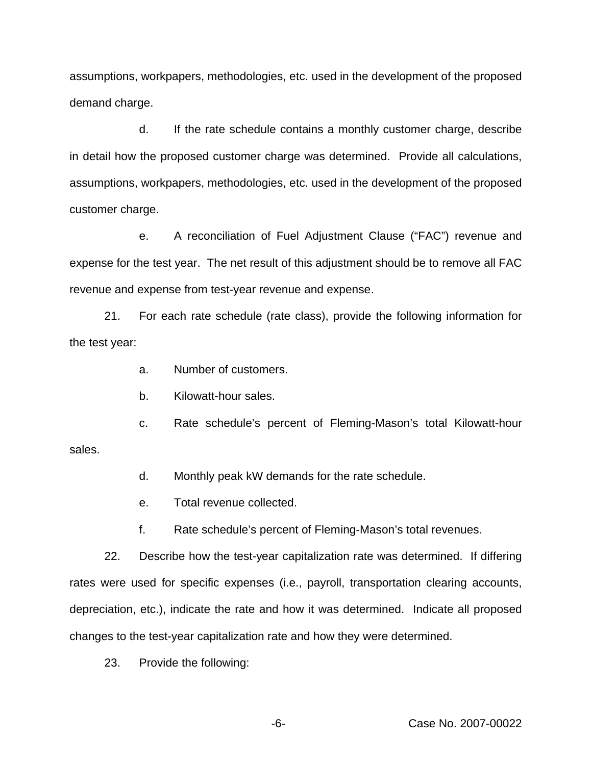assumptions, workpapers, methodologies, etc. used in the development of the proposed demand charge.

d. If the rate schedule contains a monthly customer charge, describe in detail how the proposed customer charge was determined. Provide all calculations, assumptions, workpapers, methodologies, etc. used in the development of the proposed customer charge.

e. A reconciliation of Fuel Adjustment Clause ("FAC") revenue and expense for the test year. The net result of this adjustment should be to remove all FAC revenue and expense from test-year revenue and expense.

21. For each rate schedule (rate class), provide the following information for the test year:

a. Number of customers.

b. Kilowatt-hour sales.

c. Rate schedule's percent of Fleming-Mason's total Kilowatt-hour sales.

d. Monthly peak kW demands for the rate schedule.

e. Total revenue collected.

f. Rate schedule's percent of Fleming-Mason's total revenues.

22. Describe how the test-year capitalization rate was determined. If differing rates were used for specific expenses (i.e., payroll, transportation clearing accounts, depreciation, etc.), indicate the rate and how it was determined. Indicate all proposed changes to the test-year capitalization rate and how they were determined.

23. Provide the following: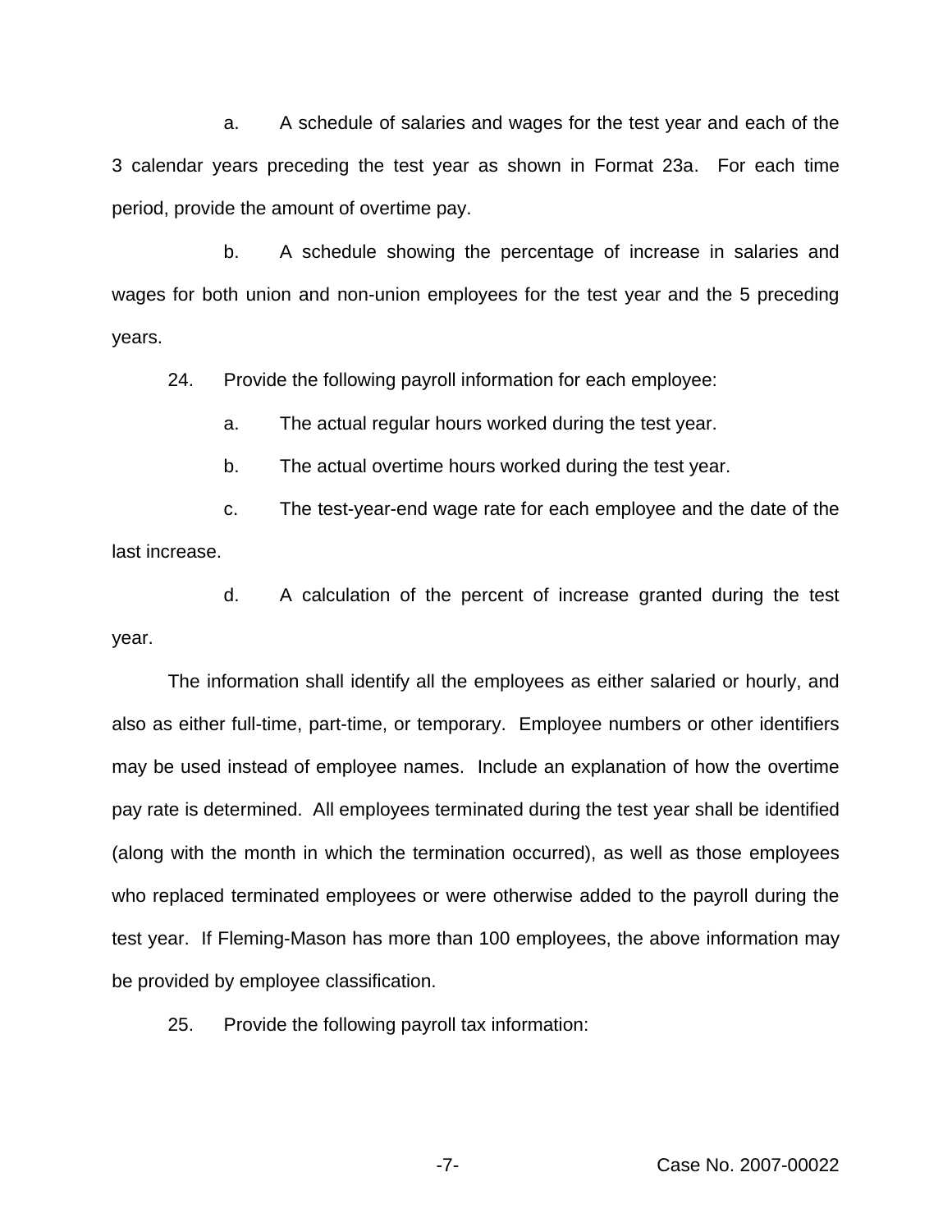a. A schedule of salaries and wages for the test year and each of the 3 calendar years preceding the test year as shown in Format 23a. For each time period, provide the amount of overtime pay.

b. A schedule showing the percentage of increase in salaries and wages for both union and non-union employees for the test year and the 5 preceding years.

24. Provide the following payroll information for each employee:

a. The actual regular hours worked during the test year.

b. The actual overtime hours worked during the test year.

c. The test-year-end wage rate for each employee and the date of the last increase.

d. A calculation of the percent of increase granted during the test year.

The information shall identify all the employees as either salaried or hourly, and also as either full-time, part-time, or temporary. Employee numbers or other identifiers may be used instead of employee names. Include an explanation of how the overtime pay rate is determined. All employees terminated during the test year shall be identified (along with the month in which the termination occurred), as well as those employees who replaced terminated employees or were otherwise added to the payroll during the test year. If Fleming-Mason has more than 100 employees, the above information may be provided by employee classification.

25. Provide the following payroll tax information: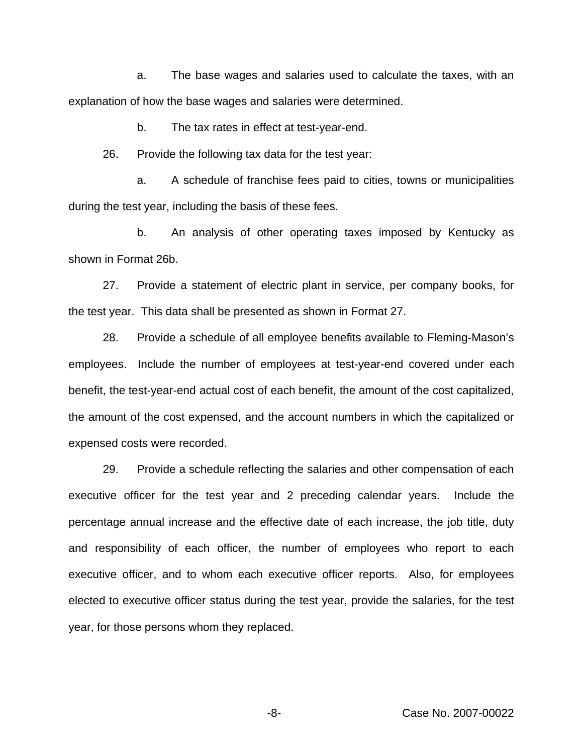a. The base wages and salaries used to calculate the taxes, with an explanation of how the base wages and salaries were determined.

b. The tax rates in effect at test-year-end.

26. Provide the following tax data for the test year:

a. A schedule of franchise fees paid to cities, towns or municipalities during the test year, including the basis of these fees.

b. An analysis of other operating taxes imposed by Kentucky as shown in Format 26b.

27. Provide a statement of electric plant in service, per company books, for the test year. This data shall be presented as shown in Format 27.

28. Provide a schedule of all employee benefits available to Fleming-Mason's employees. Include the number of employees at test-year-end covered under each benefit, the test-year-end actual cost of each benefit, the amount of the cost capitalized, the amount of the cost expensed, and the account numbers in which the capitalized or expensed costs were recorded.

29. Provide a schedule reflecting the salaries and other compensation of each executive officer for the test year and 2 preceding calendar years. Include the percentage annual increase and the effective date of each increase, the job title, duty and responsibility of each officer, the number of employees who report to each executive officer, and to whom each executive officer reports. Also, for employees elected to executive officer status during the test year, provide the salaries, for the test year, for those persons whom they replaced.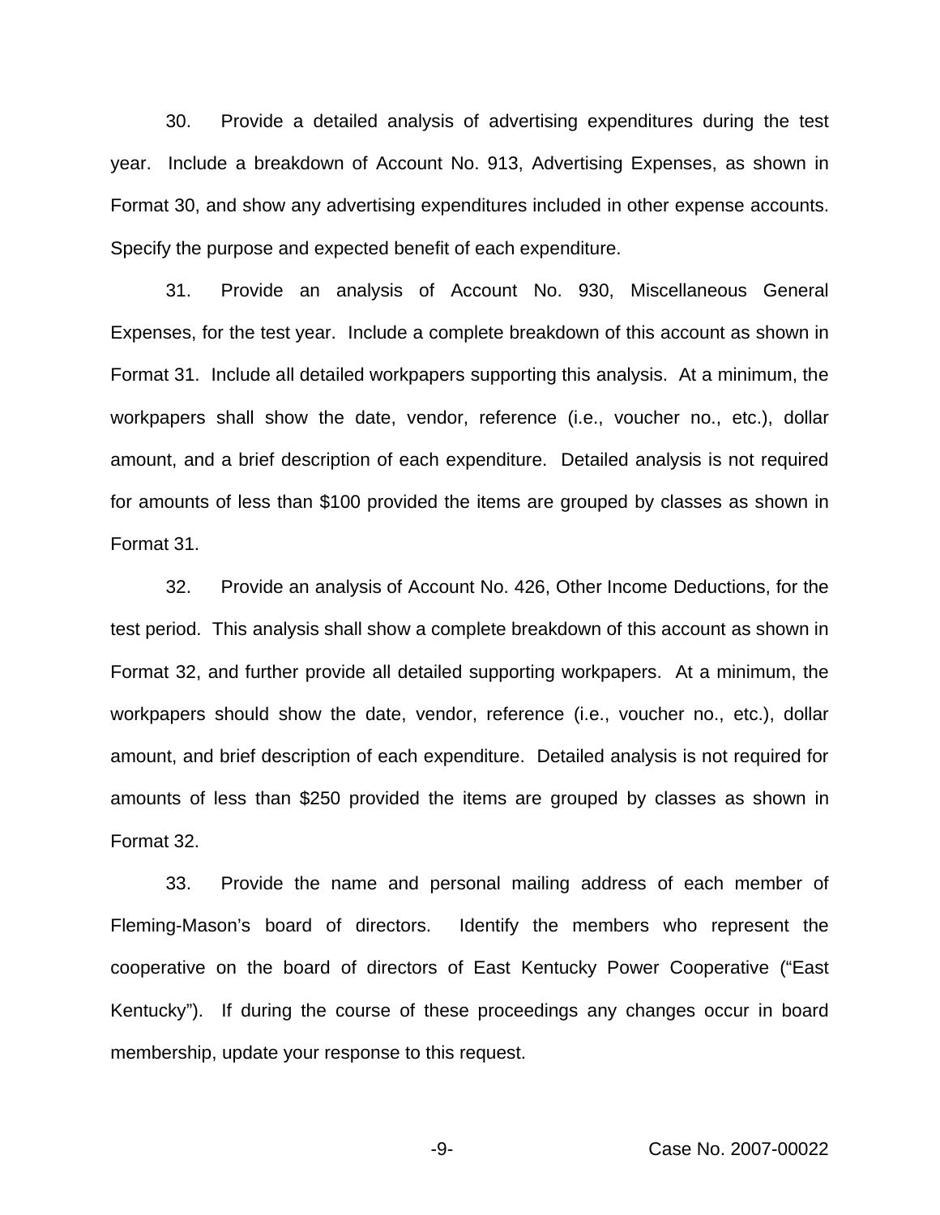30. Provide a detailed analysis of advertising expenditures during the test year. Include a breakdown of Account No. 913, Advertising Expenses, as shown in Format 30, and show any advertising expenditures included in other expense accounts. Specify the purpose and expected benefit of each expenditure.

31. Provide an analysis of Account No. 930, Miscellaneous General Expenses, for the test year. Include a complete breakdown of this account as shown in Format 31. Include all detailed workpapers supporting this analysis. At a minimum, the workpapers shall show the date, vendor, reference (i.e., voucher no., etc.), dollar amount, and a brief description of each expenditure. Detailed analysis is not required for amounts of less than $100 provided the items are grouped by classes as shown in Format 31.

32. Provide an analysis of Account No. 426, Other Income Deductions, for the test period. This analysis shall show a complete breakdown of this account as shown in Format 32, and further provide all detailed supporting workpapers. At a minimum, the workpapers should show the date, vendor, reference (i.e., voucher no., etc.), dollar amount, and brief description of each expenditure. Detailed analysis is not required for amounts of less than $250 provided the items are grouped by classes as shown in Format 32.

33. Provide the name and personal mailing address of each member of Fleming-Mason's board of directors. Identify the members who represent the cooperative on the board of directors of East Kentucky Power Cooperative ("East Kentucky"). If during the course of these proceedings any changes occur in board membership, update your response to this request.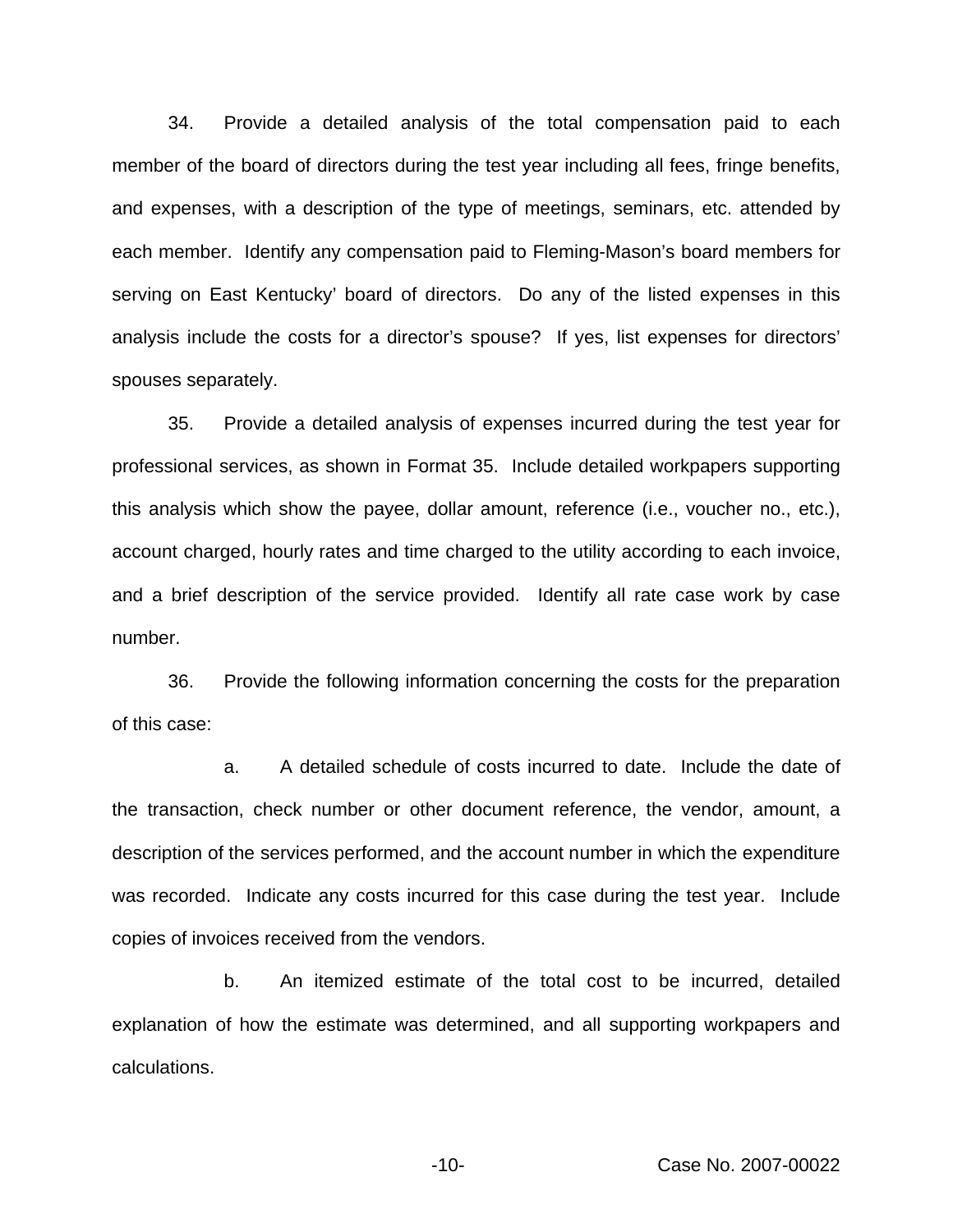34. Provide a detailed analysis of the total compensation paid to each member of the board of directors during the test year including all fees, fringe benefits, and expenses, with a description of the type of meetings, seminars, etc. attended by each member. Identify any compensation paid to Fleming-Mason's board members for serving on East Kentucky' board of directors. Do any of the listed expenses in this analysis include the costs for a director's spouse? If yes, list expenses for directors' spouses separately.

35. Provide a detailed analysis of expenses incurred during the test year for professional services, as shown in Format 35. Include detailed workpapers supporting this analysis which show the payee, dollar amount, reference (i.e., voucher no., etc.), account charged, hourly rates and time charged to the utility according to each invoice, and a brief description of the service provided. Identify all rate case work by case number.

36. Provide the following information concerning the costs for the preparation of this case:

a. A detailed schedule of costs incurred to date. Include the date of the transaction, check number or other document reference, the vendor, amount, a description of the services performed, and the account number in which the expenditure was recorded. Indicate any costs incurred for this case during the test year. Include copies of invoices received from the vendors.

b. An itemized estimate of the total cost to be incurred, detailed explanation of how the estimate was determined, and all supporting workpapers and calculations.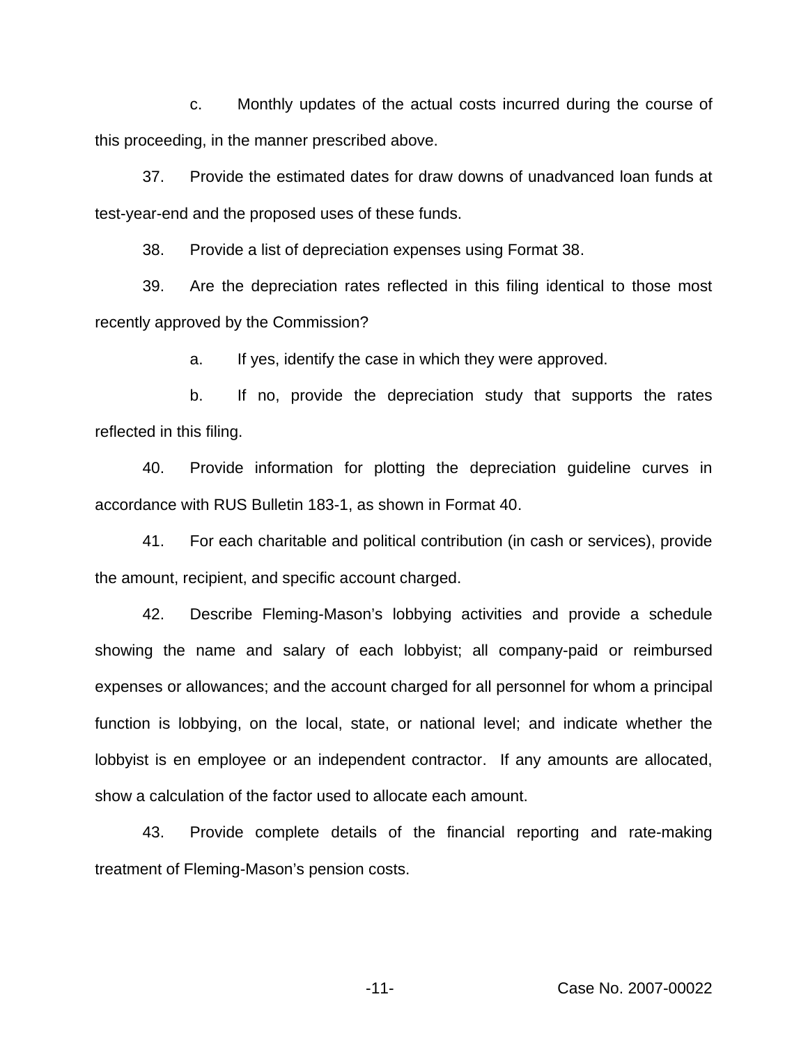c. Monthly updates of the actual costs incurred during the course of this proceeding, in the manner prescribed above.

37. Provide the estimated dates for draw downs of unadvanced loan funds at test-year-end and the proposed uses of these funds.

38. Provide a list of depreciation expenses using Format 38.

39. Are the depreciation rates reflected in this filing identical to those most recently approved by the Commission?

a. If yes, identify the case in which they were approved.

b. If no, provide the depreciation study that supports the rates reflected in this filing.

40. Provide information for plotting the depreciation guideline curves in accordance with RUS Bulletin 183-1, as shown in Format 40.

41. For each charitable and political contribution (in cash or services), provide the amount, recipient, and specific account charged.

42. Describe Fleming-Mason's lobbying activities and provide a schedule showing the name and salary of each lobbyist; all company-paid or reimbursed expenses or allowances; and the account charged for all personnel for whom a principal function is lobbying, on the local, state, or national level; and indicate whether the lobbyist is en employee or an independent contractor. If any amounts are allocated, show a calculation of the factor used to allocate each amount.

43. Provide complete details of the financial reporting and rate-making treatment of Fleming-Mason's pension costs.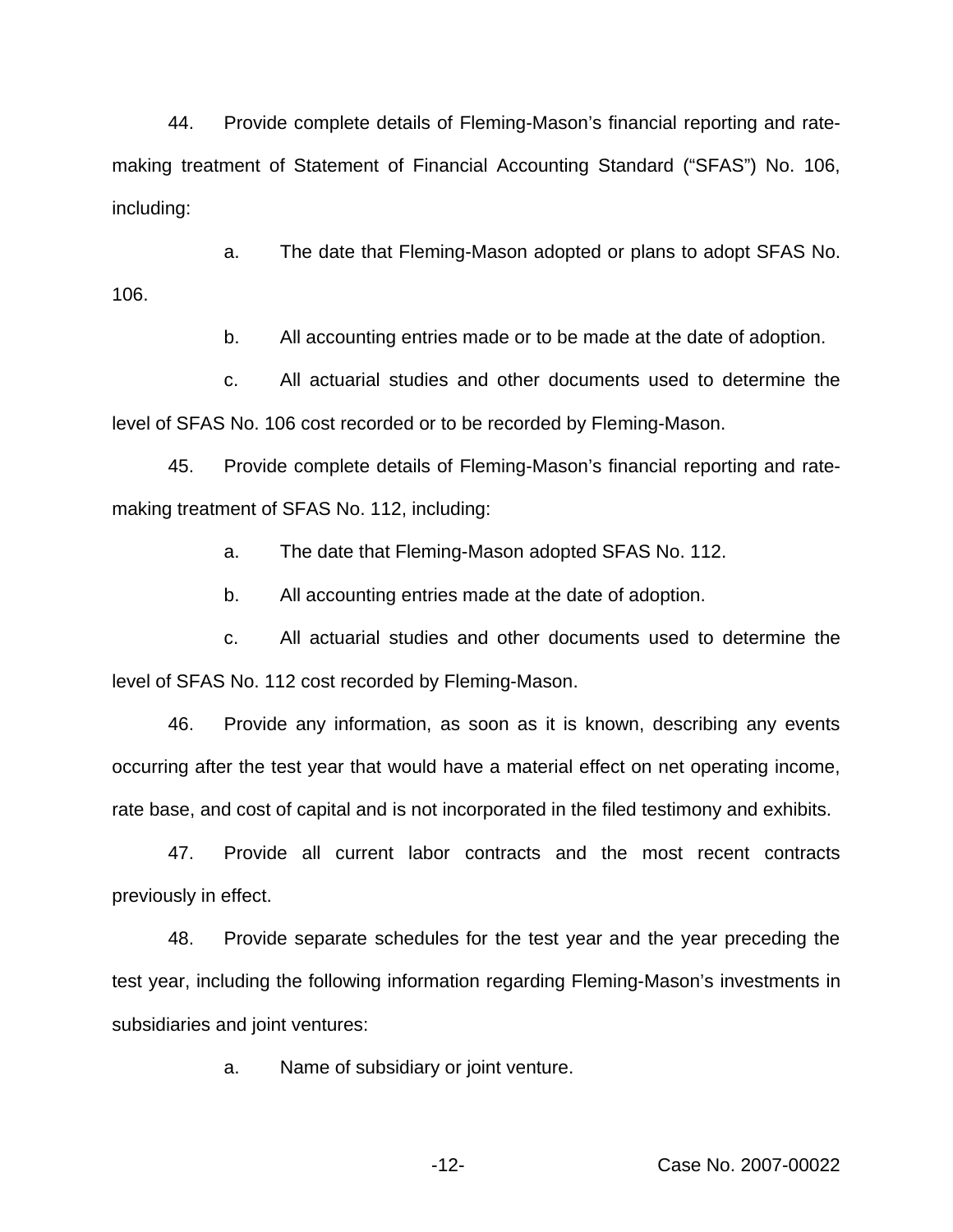44. Provide complete details of Fleming-Mason's financial reporting and rate-making treatment of Statement of Financial Accounting Standard ("SFAS") No. 106, including:

a. The date that Fleming-Mason adopted or plans to adopt SFAS No. 106.

b. All accounting entries made or to be made at the date of adoption.

c. All actuarial studies and other documents used to determine the level of SFAS No. 106 cost recorded or to be recorded by Fleming-Mason.

45. Provide complete details of Fleming-Mason's financial reporting and rate-making treatment of SFAS No. 112, including:

a. The date that Fleming-Mason adopted SFAS No. 112.

b. All accounting entries made at the date of adoption.

c. All actuarial studies and other documents used to determine the level of SFAS No. 112 cost recorded by Fleming-Mason.

46. Provide any information, as soon as it is known, describing any events occurring after the test year that would have a material effect on net operating income, rate base, and cost of capital and is not incorporated in the filed testimony and exhibits.

47. Provide all current labor contracts and the most recent contracts previously in effect.

48. Provide separate schedules for the test year and the year preceding the test year, including the following information regarding Fleming-Mason's investments in subsidiaries and joint ventures:

a. Name of subsidiary or joint venture.

Case No. 2007-00022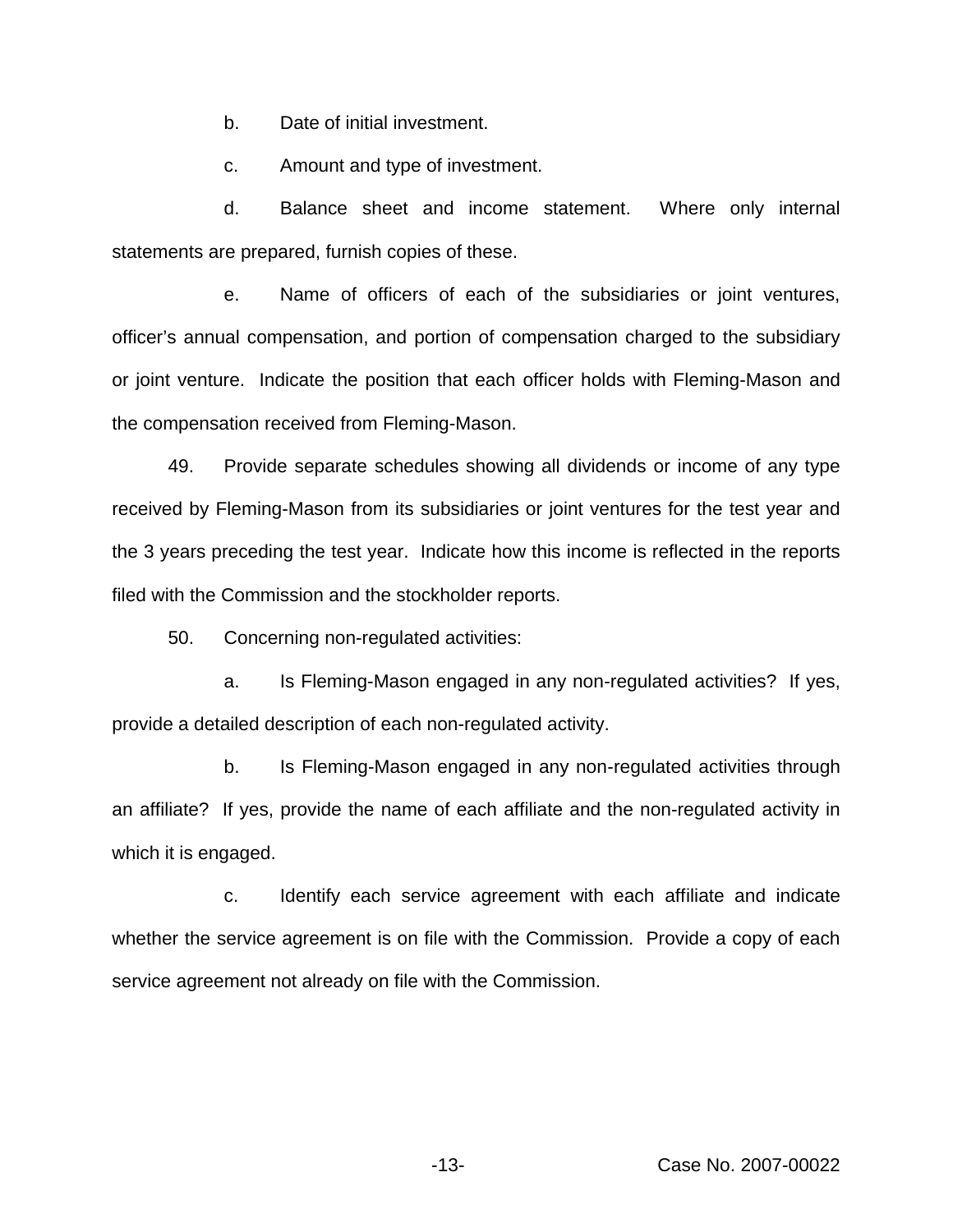b. Date of initial investment.

c. Amount and type of investment.

d. Balance sheet and income statement. Where only internal statements are prepared, furnish copies of these.

e. Name of officers of each of the subsidiaries or joint ventures, officer's annual compensation, and portion of compensation charged to the subsidiary or joint venture. Indicate the position that each officer holds with Fleming-Mason and the compensation received from Fleming-Mason.

49. Provide separate schedules showing all dividends or income of any type received by Fleming-Mason from its subsidiaries or joint ventures for the test year and the 3 years preceding the test year. Indicate how this income is reflected in the reports filed with the Commission and the stockholder reports.

50. Concerning non-regulated activities:

a. Is Fleming-Mason engaged in any non-regulated activities? If yes, provide a detailed description of each non-regulated activity.

b. Is Fleming-Mason engaged in any non-regulated activities through an affiliate? If yes, provide the name of each affiliate and the non-regulated activity in which it is engaged.

c. Identify each service agreement with each affiliate and indicate whether the service agreement is on file with the Commission. Provide a copy of each service agreement not already on file with the Commission.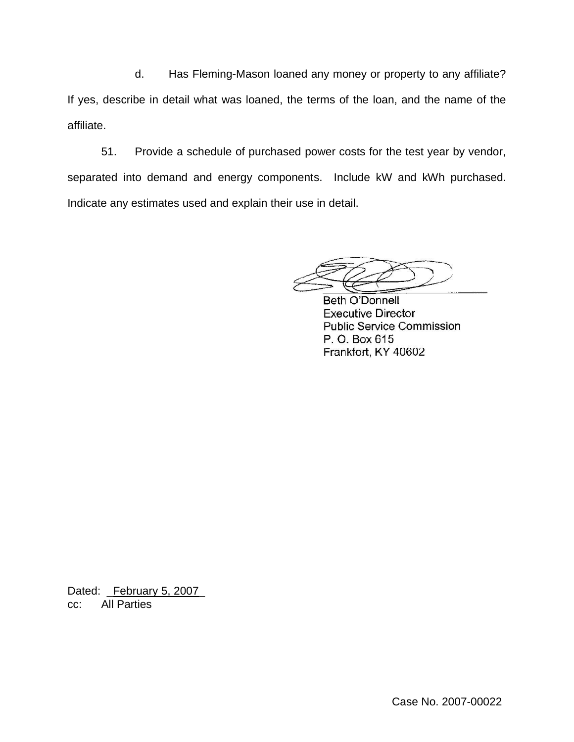d. Has Fleming-Mason loaned any money or property to any affiliate? If yes, describe in detail what was loaned, the terms of the loan, and the name of the affiliate.

51. Provide a schedule of purchased power costs for the test year by vendor, separated into demand and energy components. Include kW and kWh purchased. Indicate any estimates used and explain their use in detail.

Beth O'Donnell
Executive Director
Public Service Commission
P. O. Box 615
Frankfort, KY 40602

Dated: February 5, 2007
cc: All Parties

Case No. 2007-00022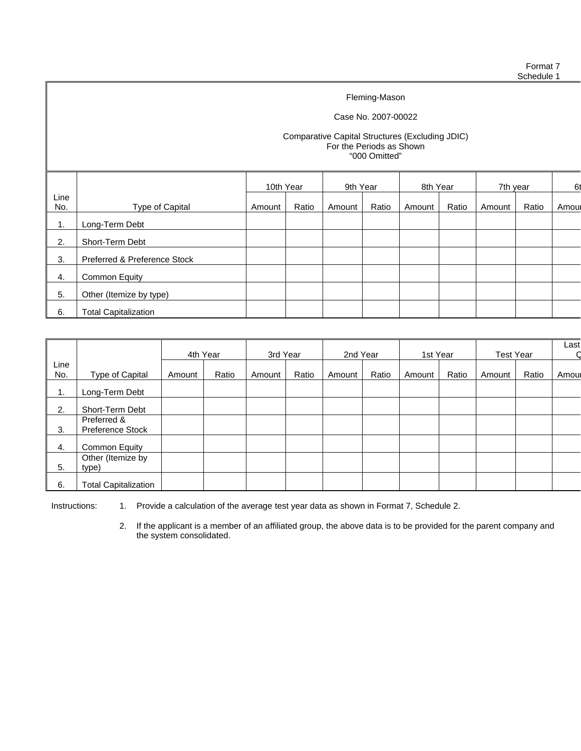Format 7
Schedule 1

Fleming-Mason

Case No. 2007-00022

Comparative Capital Structures (Excluding JDIC)
For the Periods as Shown
"000 Omitted"

| Line No. | Type of Capital | 10th Year | | 9th Year | | 8th Year | | 7th year | | 6t |
|---|---|---|---|---|---|---|---|---|---|---|
| | | Amount | Ratio | Amount | Ratio | Amount | Ratio | Amount | Ratio | Amour |
| 1. | Long-Term Debt | | | | | | | | | |
| 2. | Short-Term Debt | | | | | | | | | |
| 3. | Preferred & Preference Stock | | | | | | | | | |
| 4. | Common Equity | | | | | | | | | |
| 5. | Other (Itemize by type) | | | | | | | | | |
| 6. | Total Capitalization | | | | | | | | | |

| Line No. | Type of Capital | 4th Year | | 3rd Year | | 2nd Year | | 1st Year | | Test Year | | Last Q |
|---|---|---|---|---|---|---|---|---|---|---|---|---|
| | | Amount | Ratio | Amount | Ratio | Amount | Ratio | Amount | Ratio | Amount | Ratio | Amour |
| 1. | Long-Term Debt | | | | | | | | | | | |
| 2. | Short-Term Debt | | | | | | | | | | | |
| 3. | Preferred & Preference Stock | | | | | | | | | | | |
| 4. | Common Equity | | | | | | | | | | | |
| 5. | Other (Itemize by type) | | | | | | | | | | | |
| 6. | Total Capitalization | | | | | | | | | | | |

Instructions:

1. Provide a calculation of the average test year data as shown in Format 7, Schedule 2.
2. If the applicant is a member of an affiliated group, the above data is to be provided for the parent company and the system consolidated.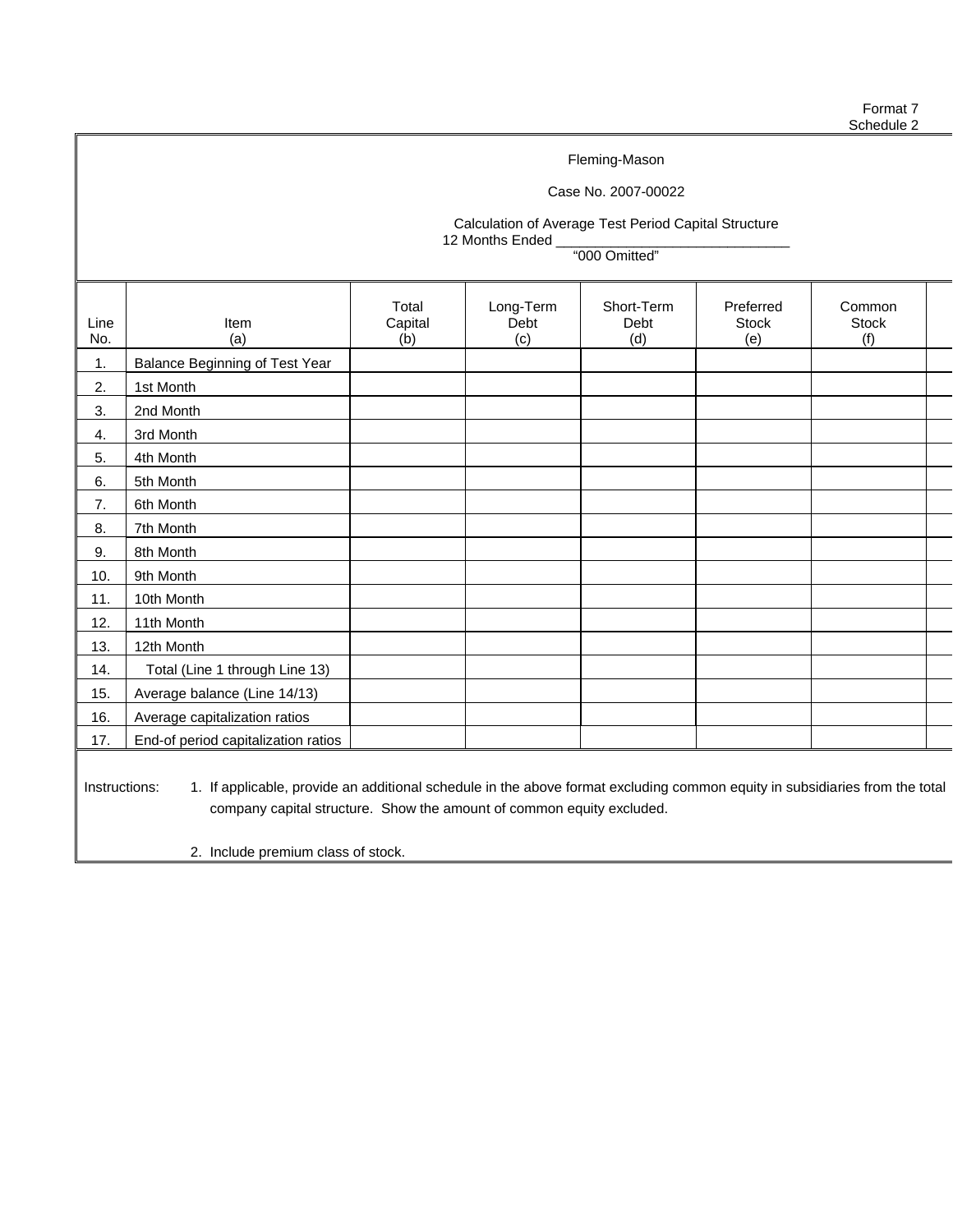Format 7
Schedule 2

Fleming-Mason

Case No. 2007-00022

Calculation of Average Test Period Capital Structure
12 Months Ended ______________________________
"000 Omitted"

| Line No. | Item (a) | Total Capital (b) | Long-Term Debt (c) | Short-Term Debt (d) | Preferred Stock (e) | Common Stock (f) | |
|---|---|---|---|---|---|---|---|
| 1. | Balance Beginning of Test Year | | | | | | |
| 2. | 1st Month | | | | | | |
| 3. | 2nd Month | | | | | | |
| 4. | 3rd Month | | | | | | |
| 5. | 4th Month | | | | | | |
| 6. | 5th Month | | | | | | |
| 7. | 6th Month | | | | | | |
| 8. | 7th Month | | | | | | |
| 9. | 8th Month | | | | | | |
| 10. | 9th Month | | | | | | |
| 11. | 10th Month | | | | | | |
| 12. | 11th Month | | | | | | |
| 13. | 12th Month | | | | | | |
| 14. | Total (Line 1 through Line 13) | | | | | | |
| 15. | Average balance (Line 14/13) | | | | | | |
| 16. | Average capitalization ratios | | | | | | |
| 17. | End-of period capitalization ratios | | | | | | |

Instructions:

1. If applicable, provide an additional schedule in the above format excluding common equity in subsidiaries from the total company capital structure. Show the amount of common equity excluded.

2. Include premium class of stock.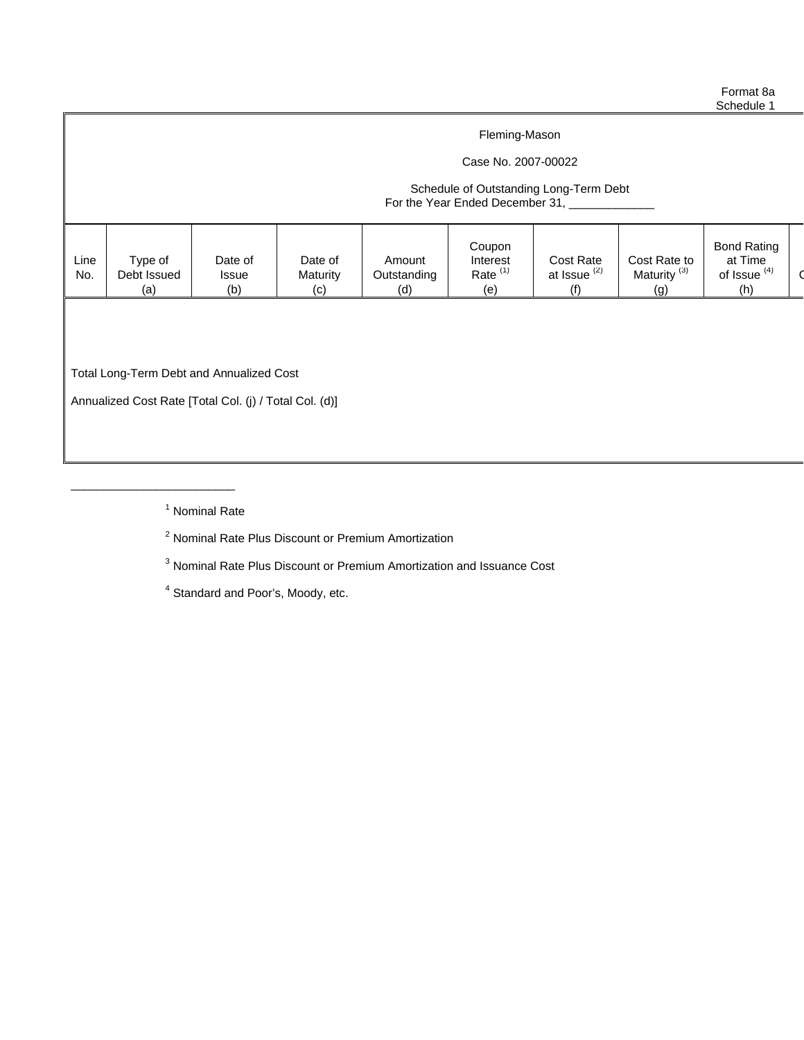Format 8a
Schedule 1

Fleming-Mason

Case No. 2007-00022

Schedule of Outstanding Long-Term Debt
For the Year Ended December 31, _____________

| Line No. | Type of Debt Issued (a) | Date of Issue (b) | Date of Maturity (c) | Amount Outstanding (d) | Coupon Interest Rate [(1)] (e) | Cost Rate at Issue [(2)] (f) | Cost Rate to Maturity [(3)] (g) | Bond Rating at Time of Issue [(4)] (h) | C |
|---|---|---|---|---|---|---|---|---|---|
| | | | | | | | | | |

Total Long-Term Debt and Annualized Cost

Annualized Cost Rate [Total Col. (j) / Total Col. (d)]

---

[1] Nominal Rate

[2] Nominal Rate Plus Discount or Premium Amortization

[3] Nominal Rate Plus Discount or Premium Amortization and Issuance Cost

[4] Standard and Poor's, Moody, etc.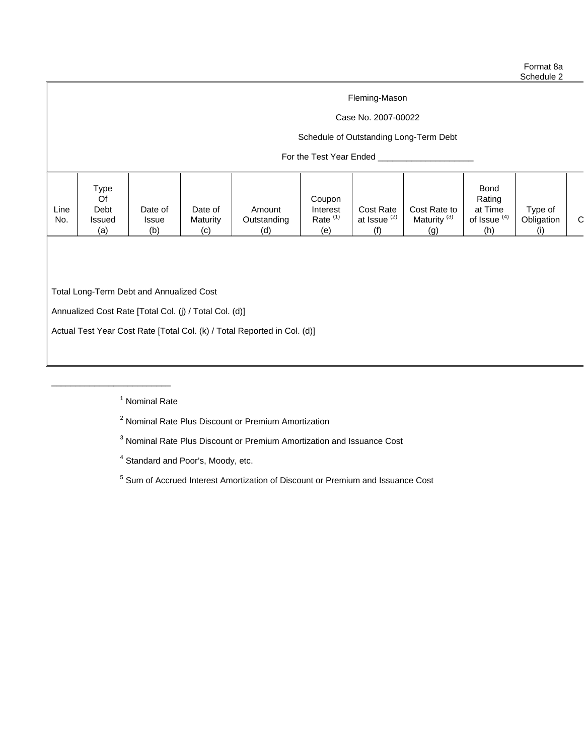Format 8a
Schedule 2

Fleming-Mason

Case No. 2007-00022

Schedule of Outstanding Long-Term Debt

For the Test Year Ended ____________________

| Line No. | Type Of Debt Issued (a) | Date of Issue (b) | Date of Maturity (c) | Amount Outstanding (d) | Coupon Interest Rate [(1)] (e) | Cost Rate at Issue [(2)] (f) | Cost Rate to Maturity [(3)] (g) | Bond Rating at Time of Issue [(4)] (h) | Type of Obligation (i) | C |
|---|---|---|---|---|---|---|---|---|---|---|
| | | | | | | | | | | |

Total Long-Term Debt and Annualized Cost

Annualized Cost Rate [Total Col. (j) / Total Col. (d)]

Actual Test Year Cost Rate [Total Col. (k) / Total Reported in Col. (d)]

________________________

[1] Nominal Rate

[2] Nominal Rate Plus Discount or Premium Amortization

[3] Nominal Rate Plus Discount or Premium Amortization and Issuance Cost

[4] Standard and Poor's, Moody, etc.

[5] Sum of Accrued Interest Amortization of Discount or Premium and Issuance Cost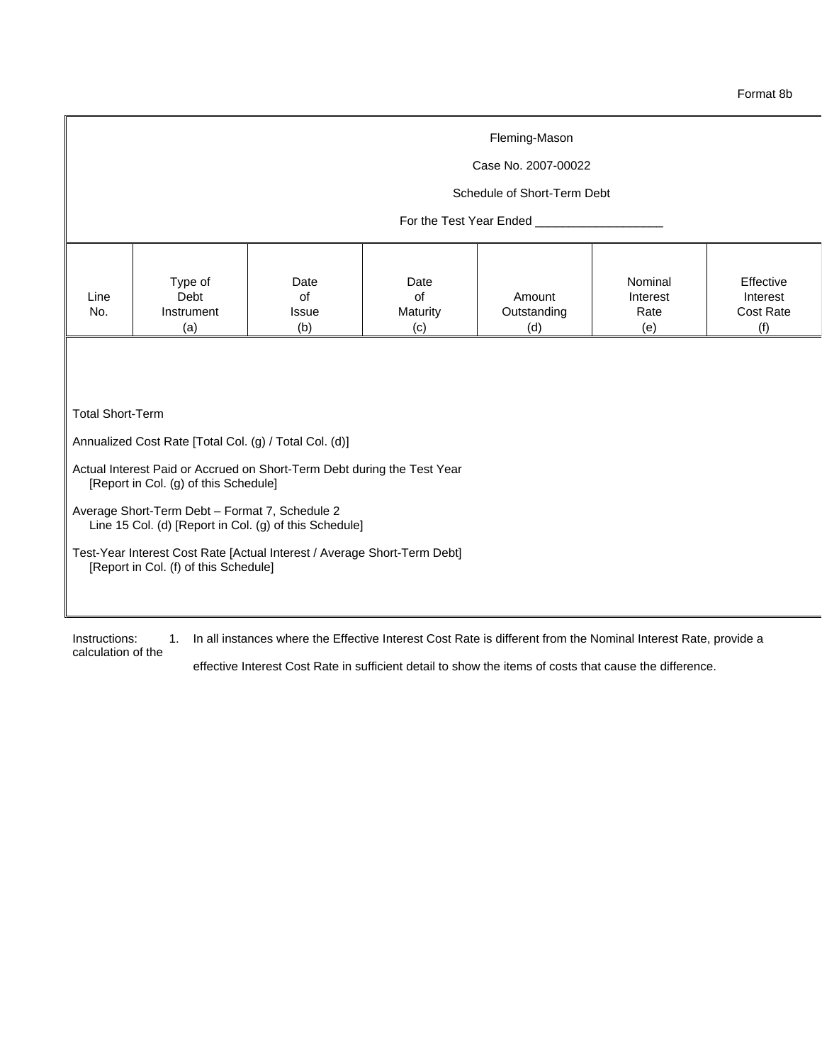Format 8b

Fleming-Mason

Case No. 2007-00022

Schedule of Short-Term Debt

For the Test Year Ended ___________________

| Line No. | Type of Debt Instrument (a) | Date of Issue (b) | Date of Maturity (c) | Amount Outstanding (d) | Nominal Interest Rate (e) | Effective Interest Cost Rate (f) |
|---|---|---|---|---|---|---|
| | | | | | | |

Total Short-Term

Annualized Cost Rate [Total Col. (g) / Total Col. (d)]

Actual Interest Paid or Accrued on Short-Term Debt during the Test Year
[Report in Col. (g) of this Schedule]

Average Short-Term Debt – Format 7, Schedule 2
Line 15 Col. (d) [Report in Col. (g) of this Schedule]

Test-Year Interest Cost Rate [Actual Interest / Average Short-Term Debt]
[Report in Col. (f) of this Schedule]

Instructions: 1. In all instances where the Effective Interest Cost Rate is different from the Nominal Interest Rate, provide a calculation of the effective Interest Cost Rate in sufficient detail to show the items of costs that cause the difference.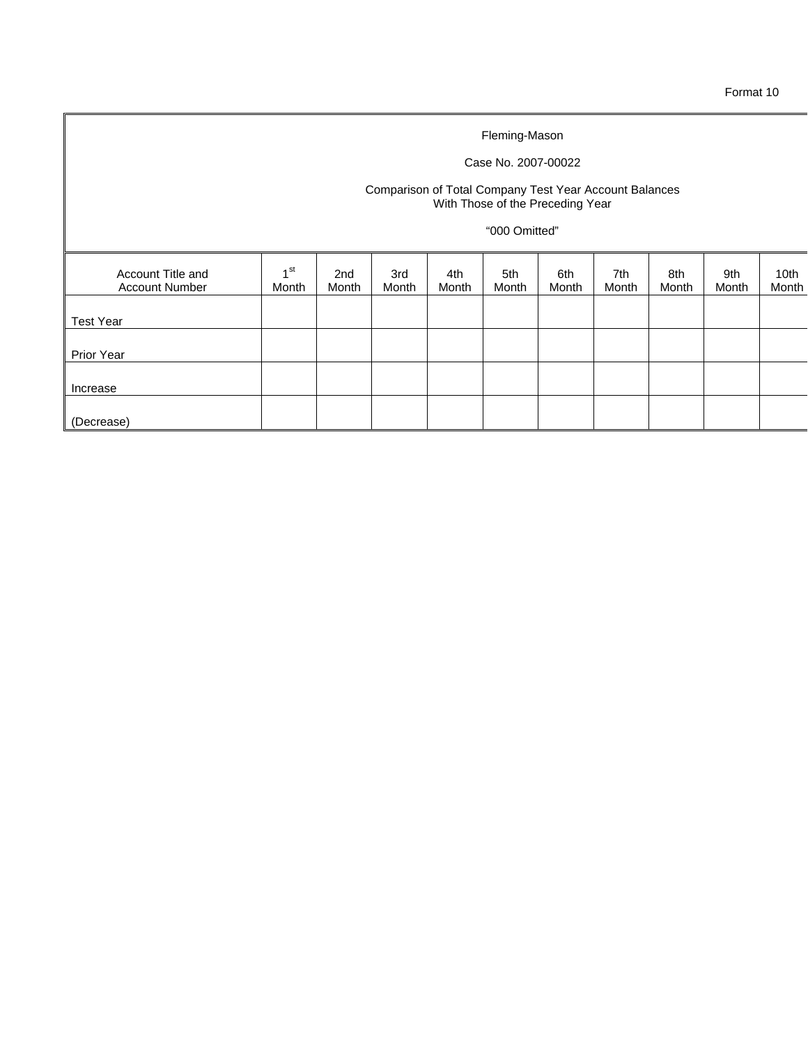Format 10

Fleming-Mason

Case No. 2007-00022

Comparison of Total Company Test Year Account Balances
With Those of the Preceding Year

"000 Omitted"

| Account Title and Account Number | 1st Month | 2nd Month | 3rd Month | 4th Month | 5th Month | 6th Month | 7th Month | 8th Month | 9th Month | 10th Month |
|---|---|---|---|---|---|---|---|---|---|---|
| Test Year | | | | | | | | | | |
| Prior Year | | | | | | | | | | |
| Increase | | | | | | | | | | |
| (Decrease) | | | | | | | | | | |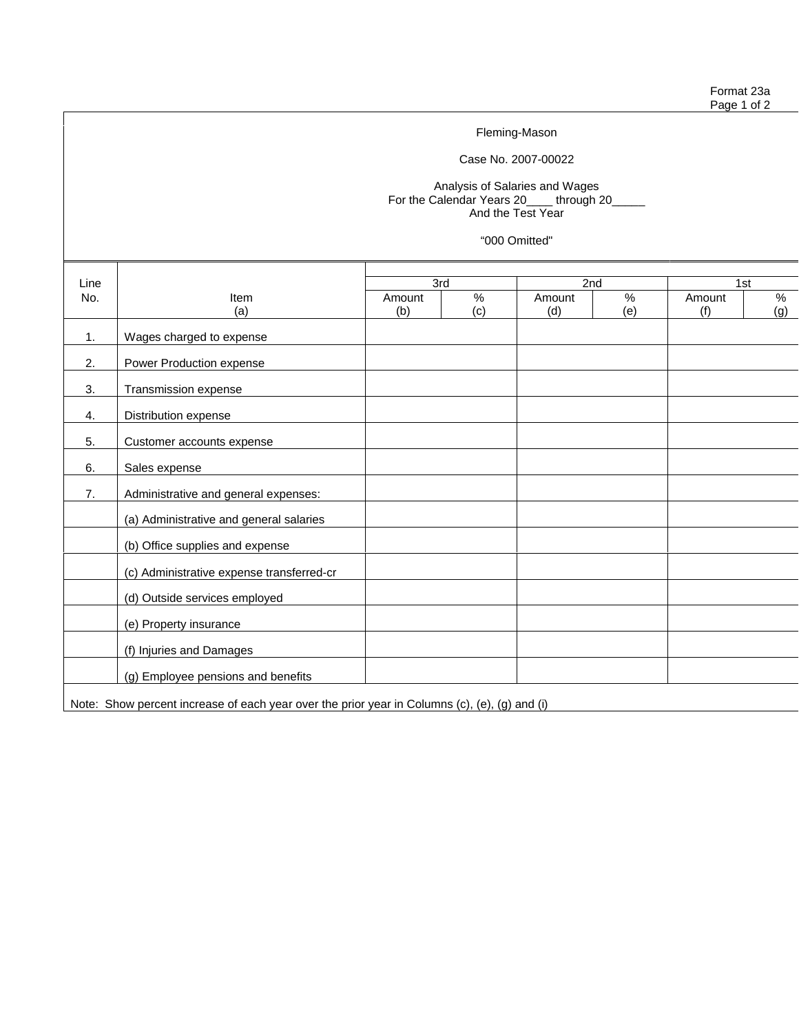Format 23a
Page 1 of 2

Fleming-Mason

Case No. 2007-00022

Analysis of Salaries and Wages
For the Calendar Years 20____ through 20_____
And the Test Year

"000 Omitted"

| Line No. | Item (a) | 3rd | | 2nd | | 1st | |
|---|---|---|---|---|---|---|---|
| | | Amount (b) | % (c) | Amount (d) | % (e) | Amount (f) | % (g) |
| 1. | Wages charged to expense | | | | | | |
| 2. | Power Production expense | | | | | | |
| 3. | Transmission expense | | | | | | |
| 4. | Distribution expense | | | | | | |
| 5. | Customer accounts expense | | | | | | |
| 6. | Sales expense | | | | | | |
| 7. | Administrative and general expenses: | | | | | | |
| | (a) Administrative and general salaries | | | | | | |
| | (b) Office supplies and expense | | | | | | |
| | (c) Administrative expense transferred-cr | | | | | | |
| | (d) Outside services employed | | | | | | |
| | (e) Property insurance | | | | | | |
| | (f) Injuries and Damages | | | | | | |
| | (g) Employee pensions and benefits | | | | | | |

Note: Show percent increase of each year over the prior year in Columns (c), (e), (g) and (i)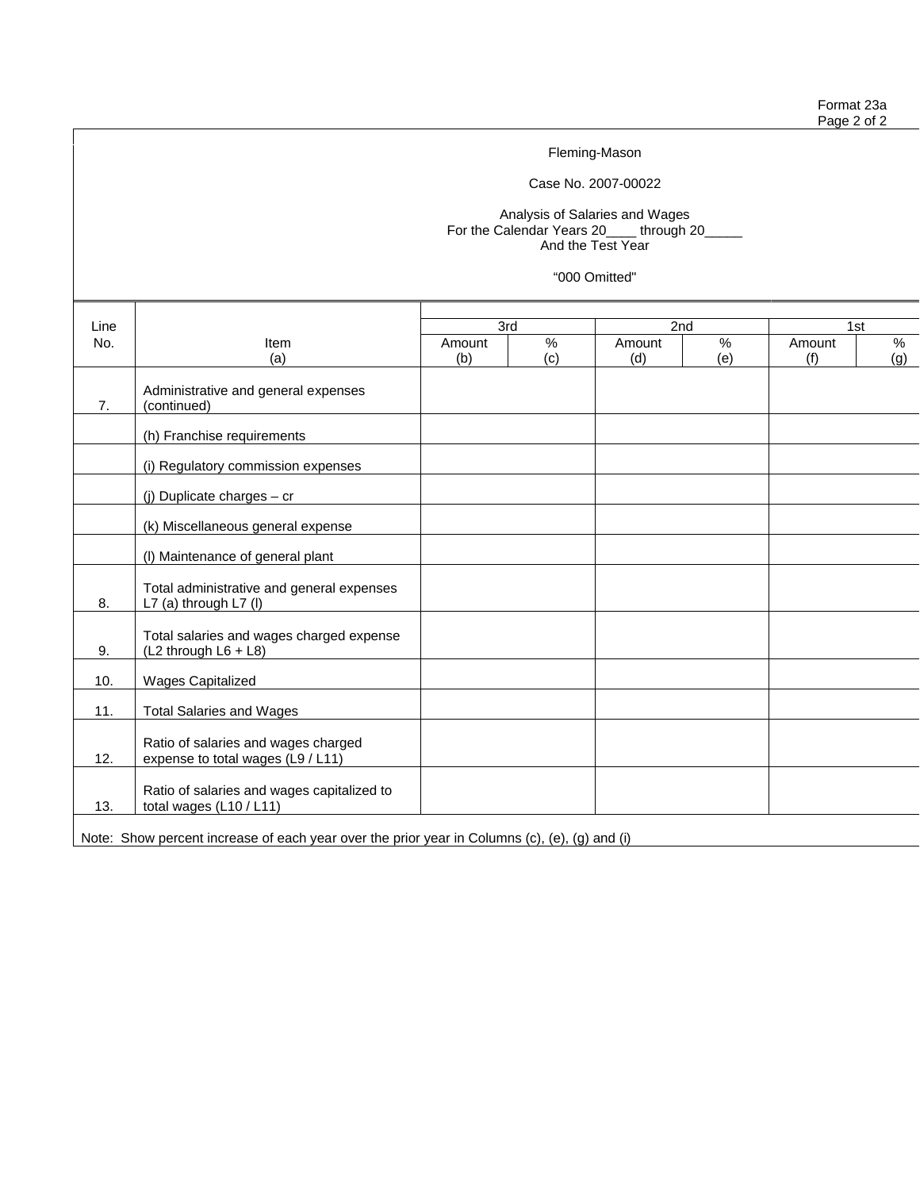Format 23a
Page 2 of 2

Fleming-Mason

Case No. 2007-00022

Analysis of Salaries and Wages
For the Calendar Years 20____ through 20_____
And the Test Year

"000 Omitted"

| Line No. | Item (a) | 3rd Amount (b) | 3rd % (c) | 2nd Amount (d) | 2nd % (e) | 1st Amount (f) | 1st % (g) |
|---|---|---|---|---|---|---|---|
| 7. | Administrative and general expenses (continued) | | | | | | |
| | (h) Franchise requirements | | | | | | |
| | (i) Regulatory commission expenses | | | | | | |
| | (j) Duplicate charges – cr | | | | | | |
| | (k) Miscellaneous general expense | | | | | | |
| | (l) Maintenance of general plant | | | | | | |
| 8. | Total administrative and general expenses L7 (a) through L7 (l) | | | | | | |
| 9. | Total salaries and wages charged expense (L2 through L6 + L8) | | | | | | |
| 10. | Wages Capitalized | | | | | | |
| 11. | Total Salaries and Wages | | | | | | |
| 12. | Ratio of salaries and wages charged expense to total wages (L9 / L11) | | | | | | |
| 13. | Ratio of salaries and wages capitalized to total wages (L10 / L11) | | | | | | |

Note: Show percent increase of each year over the prior year in Columns (c), (e), (g) and (i)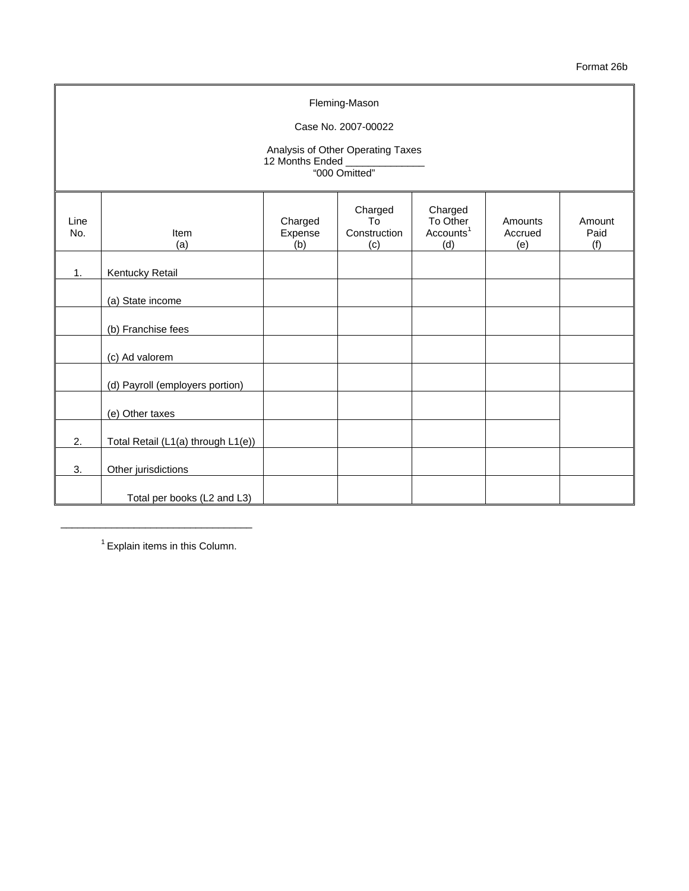Format 26b

Fleming-Mason

Case No. 2007-00022

Analysis of Other Operating Taxes
12 Months Ended ______________
"000 Omitted"

| Line No. | Item (a) | Charged Expense (b) | Charged To Construction (c) | Charged To Other Accounts[1] (d) | Amounts Accrued (e) | Amount Paid (f) |
|---|---|---|---|---|---|---|
| 1. | Kentucky Retail | | | | | |
| | (a) State income | | | | | |
| | (b) Franchise fees | | | | | |
| | (c) Ad valorem | | | | | |
| | (d) Payroll (employers portion) | | | | | |
| | (e) Other taxes | | | | | |
| 2. | Total Retail (L1(a) through L1(e)) | | | | | |
| 3. | Other jurisdictions | | | | | |
| | Total per books (L2 and L3) | | | | | |

---

[1] Explain items in this Column.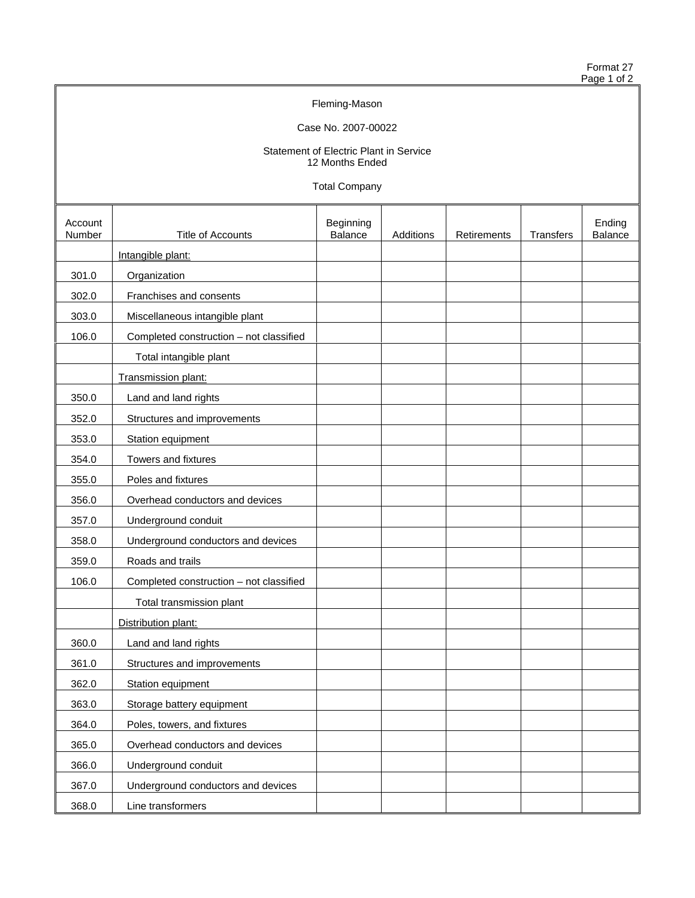Format 27

Fleming-Mason

Case No. 2007-00022

Statement of Electric Plant in Service
12 Months Ended

Total Company

| Account Number | Title of Accounts | Beginning Balance | Additions | Retirements | Transfers | Ending Balance |
|---|---|---|---|---|---|---|
| | Intangible plant: | | | | | |
| 301.0 | Organization | | | | | |
| 302.0 | Franchises and consents | | | | | |
| 303.0 | Miscellaneous intangible plant | | | | | |
| 106.0 | Completed construction – not classified | | | | | |
| | Total intangible plant | | | | | |
| | Transmission plant: | | | | | |
| 350.0 | Land and land rights | | | | | |
| 352.0 | Structures and improvements | | | | | |
| 353.0 | Station equipment | | | | | |
| 354.0 | Towers and fixtures | | | | | |
| 355.0 | Poles and fixtures | | | | | |
| 356.0 | Overhead conductors and devices | | | | | |
| 357.0 | Underground conduit | | | | | |
| 358.0 | Underground conductors and devices | | | | | |
| 359.0 | Roads and trails | | | | | |
| 106.0 | Completed construction – not classified | | | | | |
| | Total transmission plant | | | | | |
| | Distribution plant: | | | | | |
| 360.0 | Land and land rights | | | | | |
| 361.0 | Structures and improvements | | | | | |
| 362.0 | Station equipment | | | | | |
| 363.0 | Storage battery equipment | | | | | |
| 364.0 | Poles, towers, and fixtures | | | | | |
| 365.0 | Overhead conductors and devices | | | | | |
| 366.0 | Underground conduit | | | | | |
| 367.0 | Underground conductors and devices | | | | | |
| 368.0 | Line transformers | | | | | |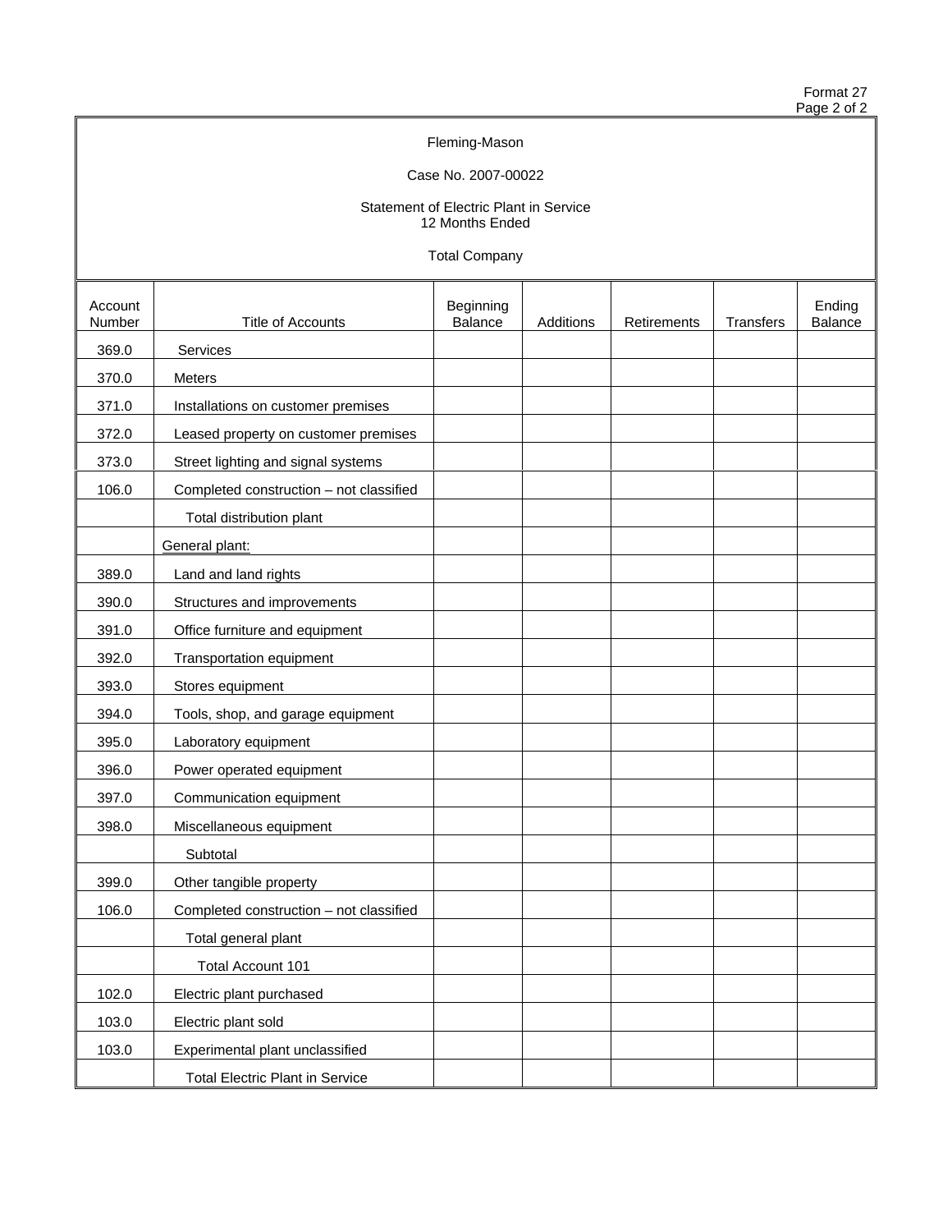Format 27

Fleming-Mason

Case No. 2007-00022

Statement of Electric Plant in Service
12 Months Ended

Total Company

| Account Number | Title of Accounts | Beginning Balance | Additions | Retirements | Transfers | Ending Balance |
|---|---|---|---|---|---|---|
| 369.0 | Services | | | | | |
| 370.0 | Meters | | | | | |
| 371.0 | Installations on customer premises | | | | | |
| 372.0 | Leased property on customer premises | | | | | |
| 373.0 | Street lighting and signal systems | | | | | |
| 106.0 | Completed construction – not classified | | | | | |
| | Total distribution plant | | | | | |
| | General plant: | | | | | |
| 389.0 | Land and land rights | | | | | |
| 390.0 | Structures and improvements | | | | | |
| 391.0 | Office furniture and equipment | | | | | |
| 392.0 | Transportation equipment | | | | | |
| 393.0 | Stores equipment | | | | | |
| 394.0 | Tools, shop, and garage equipment | | | | | |
| 395.0 | Laboratory equipment | | | | | |
| 396.0 | Power operated equipment | | | | | |
| 397.0 | Communication equipment | | | | | |
| 398.0 | Miscellaneous equipment | | | | | |
| | Subtotal | | | | | |
| 399.0 | Other tangible property | | | | | |
| 106.0 | Completed construction – not classified | | | | | |
| | Total general plant | | | | | |
| | Total Account 101 | | | | | |
| 102.0 | Electric plant purchased | | | | | |
| 103.0 | Electric plant sold | | | | | |
| 103.0 | Experimental plant unclassified | | | | | |
| | Total Electric Plant in Service | | | | | |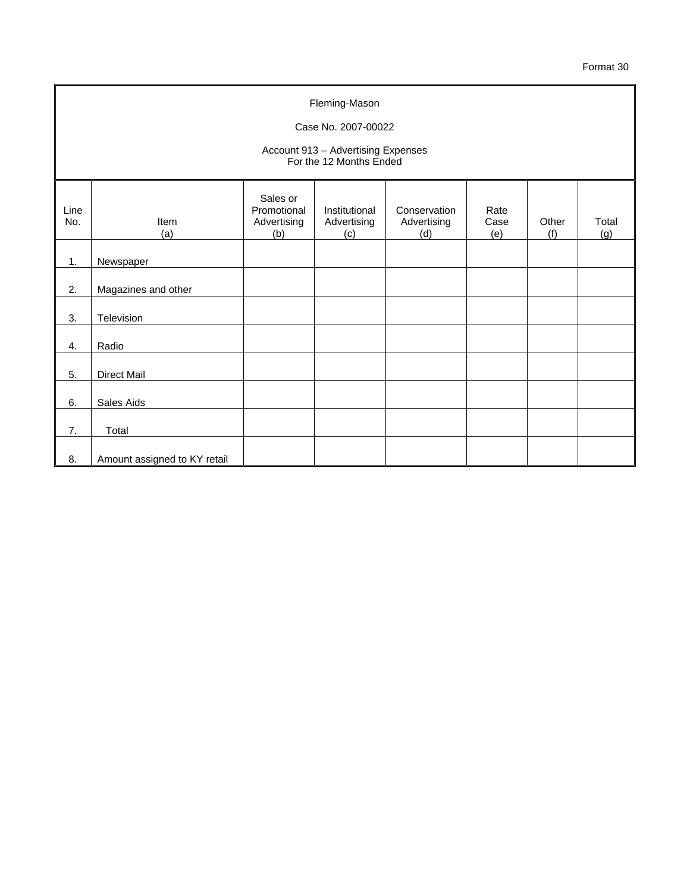Format 30

Fleming-Mason

Case No. 2007-00022

Account 913 – Advertising Expenses
For the 12 Months Ended

| Line No. | Item (a) | Sales or Promotional Advertising (b) | Institutional Advertising (c) | Conservation Advertising (d) | Rate Case (e) | Other (f) | Total (g) |
|---|---|---|---|---|---|---|---|
| 1. | Newspaper | | | | | | |
| 2. | Magazines and other | | | | | | |
| 3. | Television | | | | | | |
| 4. | Radio | | | | | | |
| 5. | Direct Mail | | | | | | |
| 6. | Sales Aids | | | | | | |
| 7. | Total | | | | | | |
| 8. | Amount assigned to KY retail | | | | | | |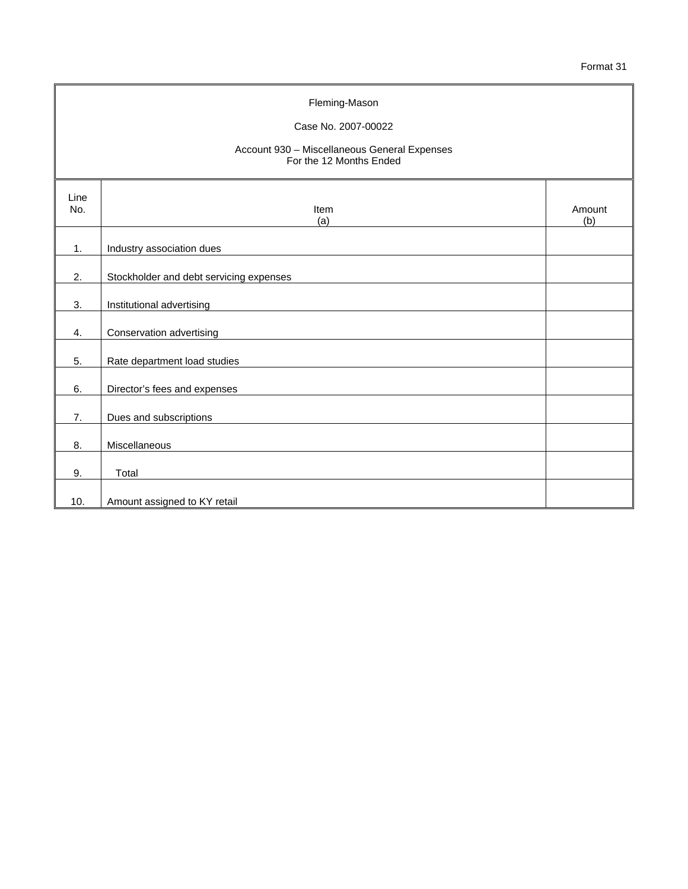Format 31

Fleming-Mason

Case No. 2007-00022

Account 930 – Miscellaneous General Expenses
For the 12 Months Ended

| Line No. | Item (a) | Amount (b) |
|---|---|---|
| 1. | Industry association dues | |
| 2. | Stockholder and debt servicing expenses | |
| 3. | Institutional advertising | |
| 4. | Conservation advertising | |
| 5. | Rate department load studies | |
| 6. | Director's fees and expenses | |
| 7. | Dues and subscriptions | |
| 8. | Miscellaneous | |
| 9. | Total | |
| 10. | Amount assigned to KY retail | |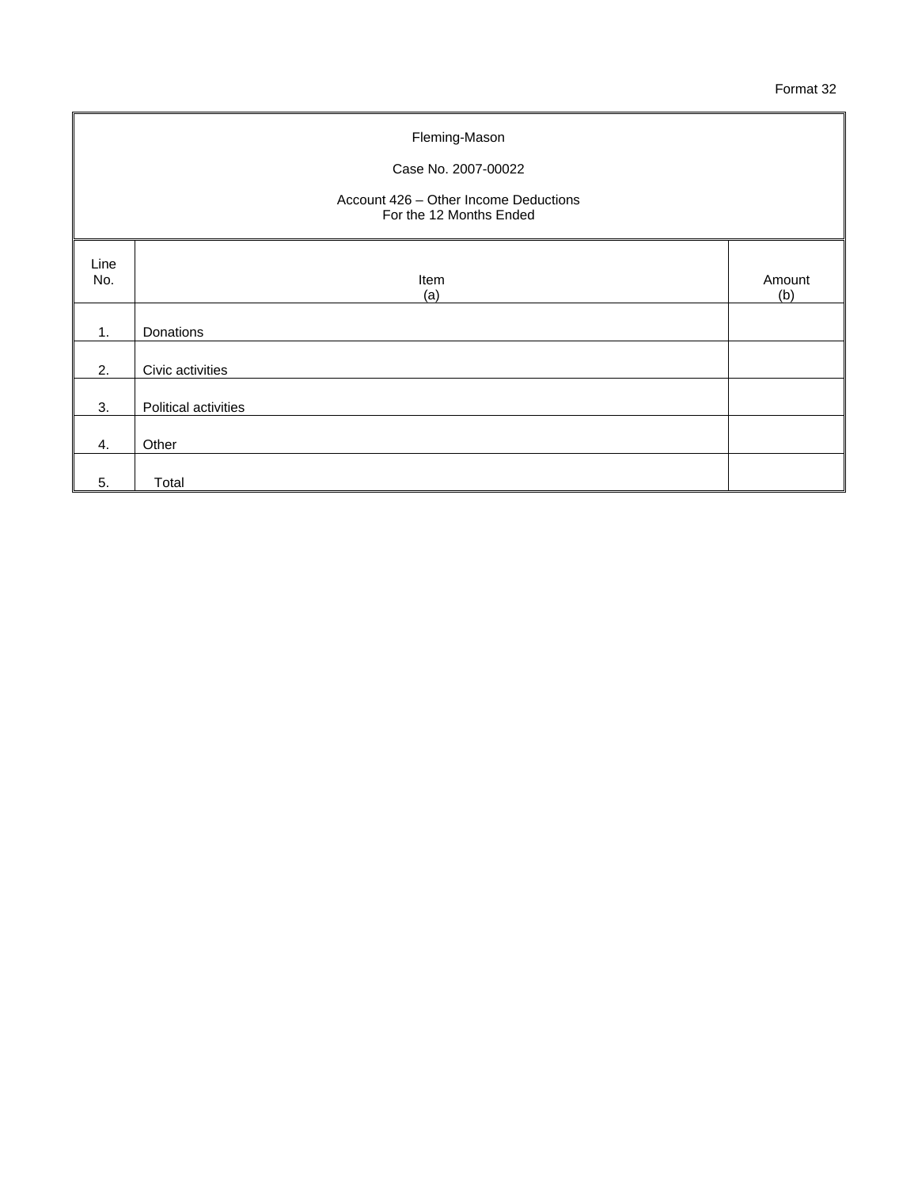Format 32

Fleming-Mason

Case No. 2007-00022

Account 426 – Other Income Deductions
For the 12 Months Ended

| Line No. | Item (a) | Amount (b) |
|---|---|---|
| 1. | Donations | |
| 2. | Civic activities | |
| 3. | Political activities | |
| 4. | Other | |
| 5. | Total | |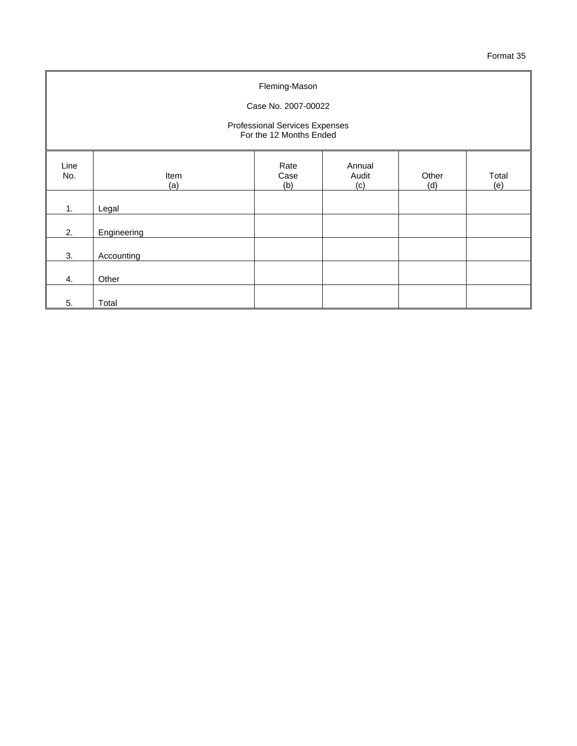Format 35

Fleming-Mason

Case No. 2007-00022

Professional Services Expenses
For the 12 Months Ended

| Line No. | Item (a) | Rate Case (b) | Annual Audit (c) | Other (d) | Total (e) |
|---|---|---|---|---|---|
| 1. | Legal | | | | |
| 2. | Engineering | | | | |
| 3. | Accounting | | | | |
| 4. | Other | | | | |
| 5. | Total | | | | |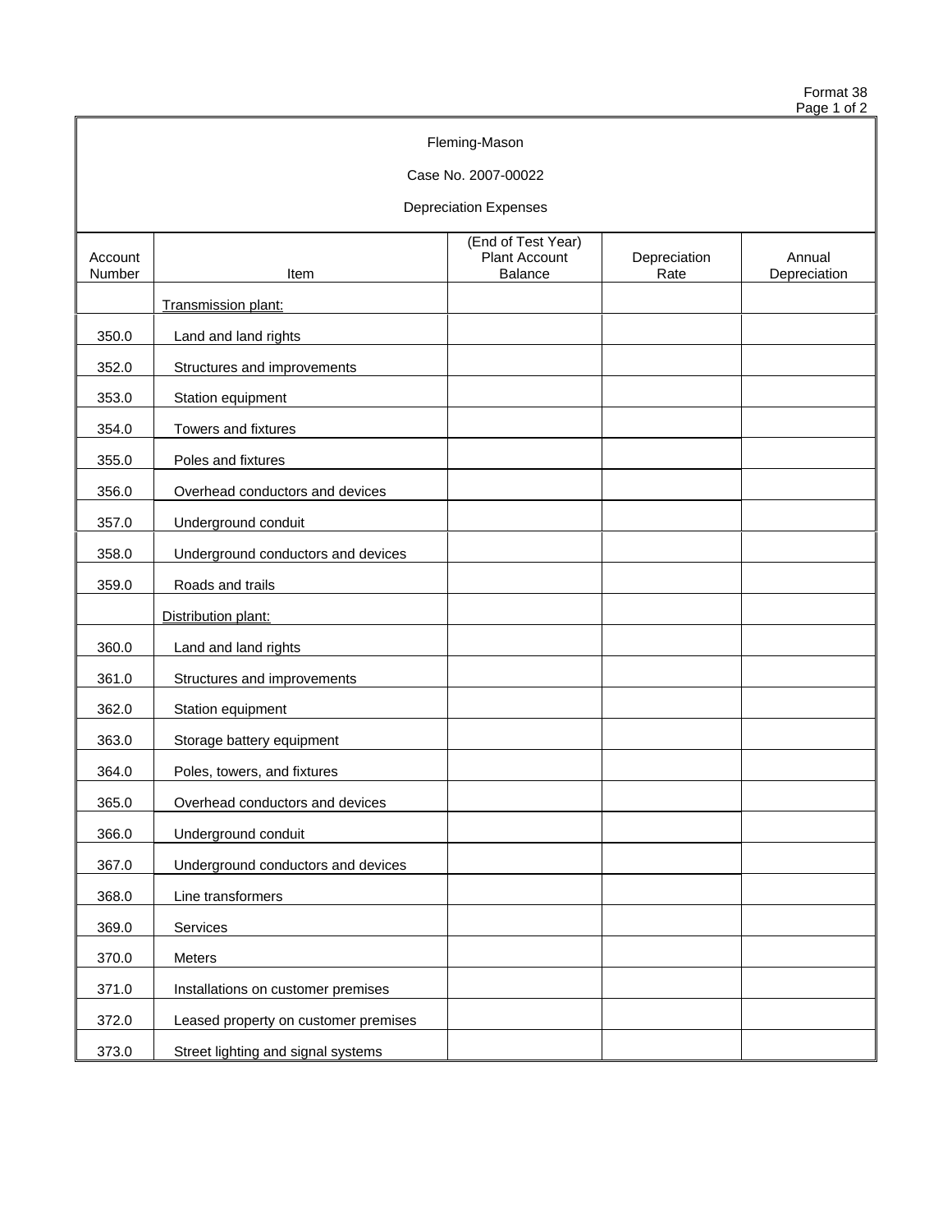Format 38
Page 1 of 2

Fleming-Mason

Case No. 2007-00022

Depreciation Expenses

| Account Number | Item | (End of Test Year) Plant Account Balance | Depreciation Rate | Annual Depreciation |
|---|---|---|---|---|
| | Transmission plant: | | | |
| 350.0 | Land and land rights | | | |
| 352.0 | Structures and improvements | | | |
| 353.0 | Station equipment | | | |
| 354.0 | Towers and fixtures | | | |
| 355.0 | Poles and fixtures | | | |
| 356.0 | Overhead conductors and devices | | | |
| 357.0 | Underground conduit | | | |
| 358.0 | Underground conductors and devices | | | |
| 359.0 | Roads and trails | | | |
| | Distribution plant: | | | |
| 360.0 | Land and land rights | | | |
| 361.0 | Structures and improvements | | | |
| 362.0 | Station equipment | | | |
| 363.0 | Storage battery equipment | | | |
| 364.0 | Poles, towers, and fixtures | | | |
| 365.0 | Overhead conductors and devices | | | |
| 366.0 | Underground conduit | | | |
| 367.0 | Underground conductors and devices | | | |
| 368.0 | Line transformers | | | |
| 369.0 | Services | | | |
| 370.0 | Meters | | | |
| 371.0 | Installations on customer premises | | | |
| 372.0 | Leased property on customer premises | | | |
| 373.0 | Street lighting and signal systems | | | |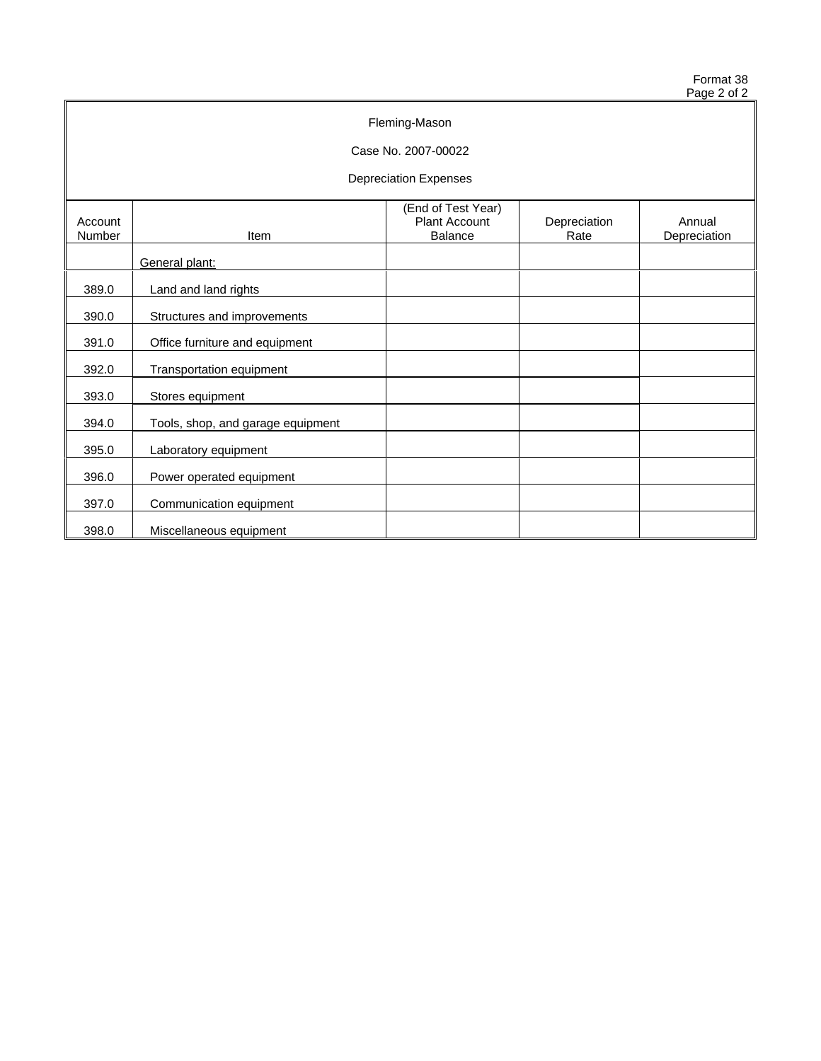Format 38

Fleming-Mason

Case No. 2007-00022

Depreciation Expenses

| Account Number | Item | (End of Test Year) Plant Account Balance | Depreciation Rate | Annual Depreciation |
|---|---|---|---|---|
| | General plant: | | | |
| 389.0 | Land and land rights | | | |
| 390.0 | Structures and improvements | | | |
| 391.0 | Office furniture and equipment | | | |
| 392.0 | Transportation equipment | | | |
| 393.0 | Stores equipment | | | |
| 394.0 | Tools, shop, and garage equipment | | | |
| 395.0 | Laboratory equipment | | | |
| 396.0 | Power operated equipment | | | |
| 397.0 | Communication equipment | | | |
| 398.0 | Miscellaneous equipment | | | |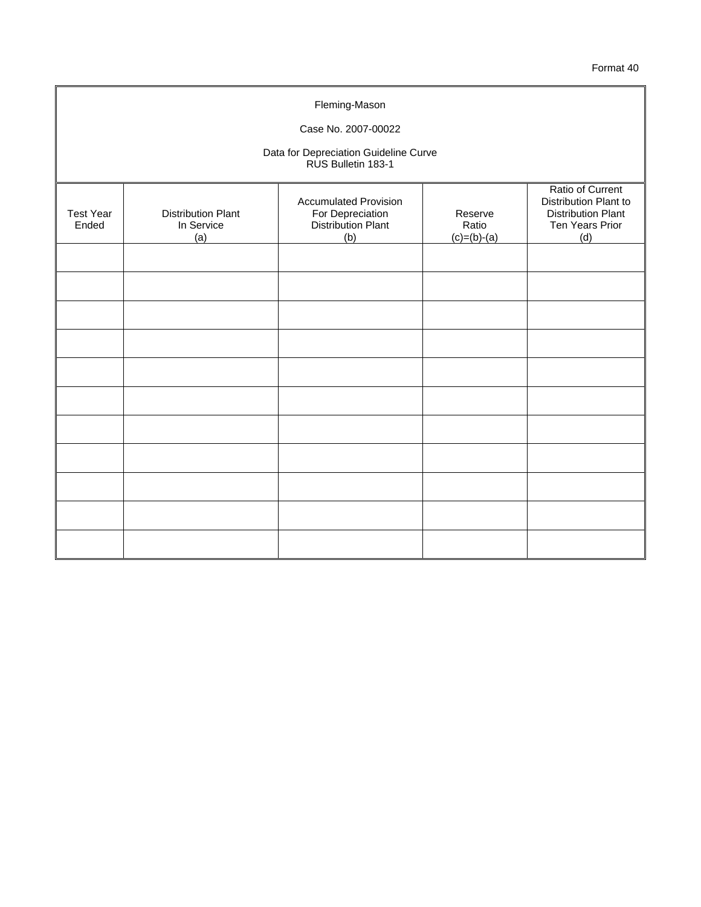Format 40

Fleming-Mason

Case No. 2007-00022

Data for Depreciation Guideline Curve
RUS Bulletin 183-1

| Test Year Ended | Distribution Plant In Service (a) | Accumulated Provision For Depreciation Distribution Plant (b) | Reserve Ratio (c)=(b)-(a) | Ratio of Current Distribution Plant to Distribution Plant Ten Years Prior (d) |
|---|---|---|---|---|
| | | | | |
| | | | | |
| | | | | |
| | | | | |
| | | | | |
| | | | | |
| | | | | |
| | | | | |
| | | | | |
| | | | | |
| | | | | |